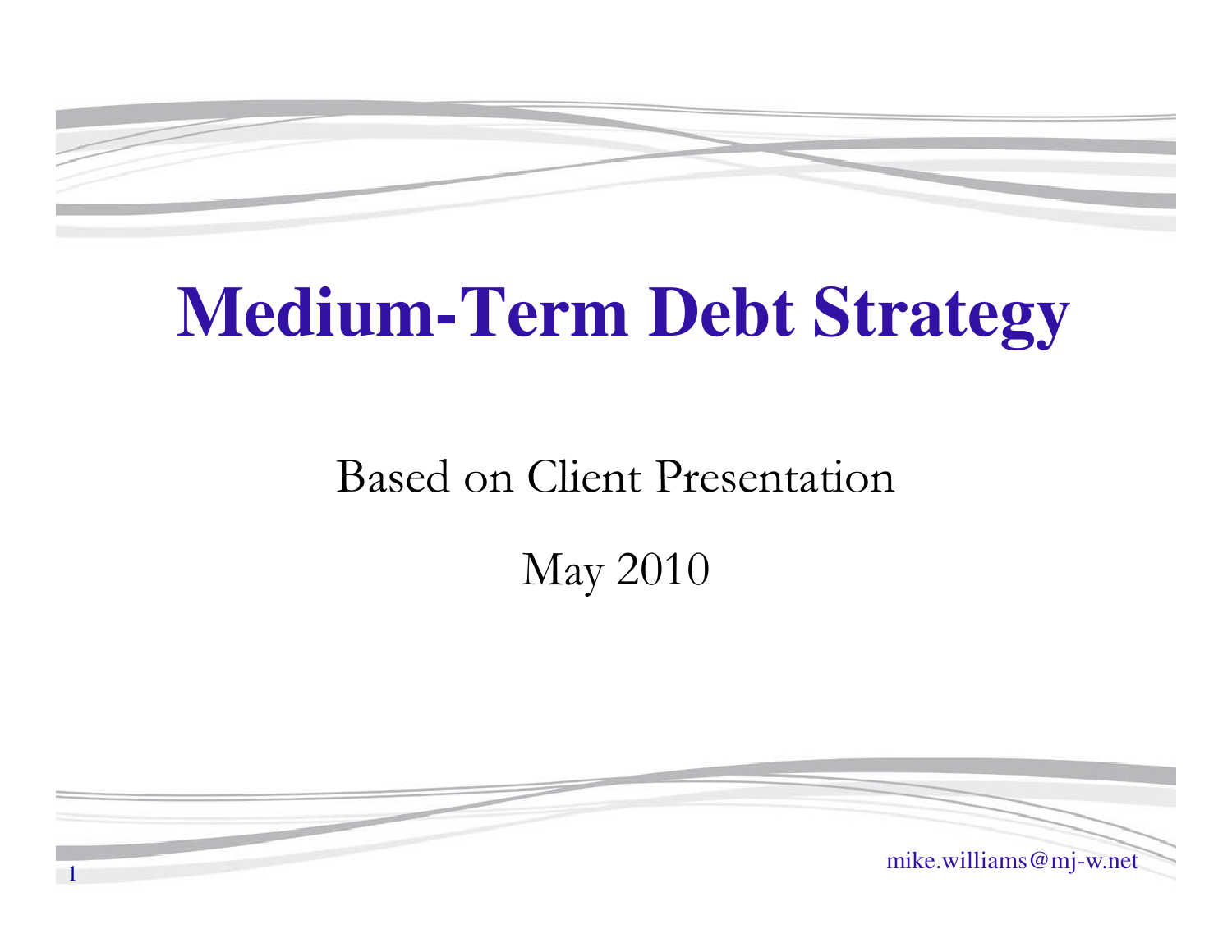# Medium-Term Debt Strategy

Based on Client Presentation

May 2010

mike.williams@mj-w.net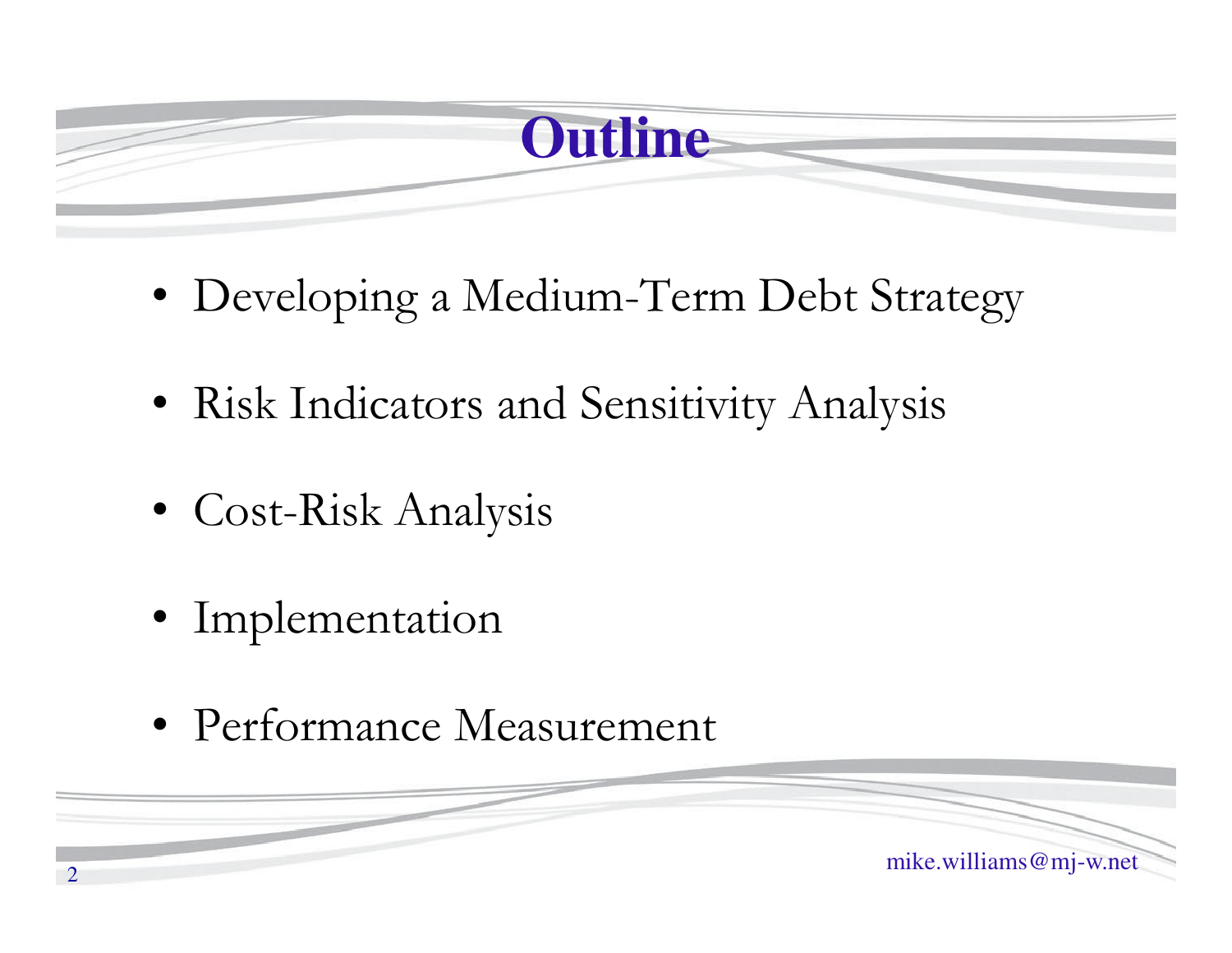# Outline

- Developing a Medium-Term Debt Strategy
- Risk Indicators and Sensitivity Analysis
- Cost-Risk Analysis
- Implementation
- Performance Measurement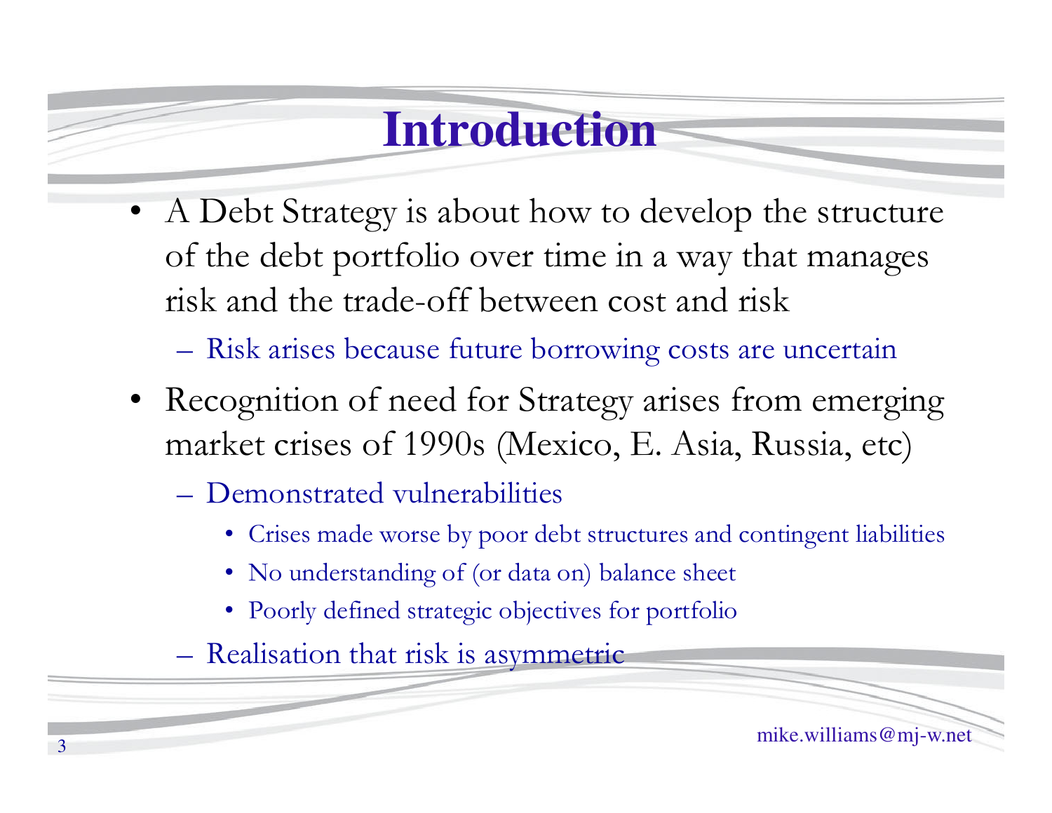# Introduction

- A Debt Strategy is about how to develop the structure of the debt portfolio over time in a way that manages risk and the trade-off between cost and risk
  - Risk arises because future borrowing costs are uncertain
- Recognition of need for Strategy arises from emerging market crises of 1990s (Mexico, E. Asia, Russia, etc)
  - Demonstrated vulnerabilities
    - Crises made worse by poor debt structures and contingent liabilities
    - No understanding of (or data on) balance sheet
    - Poorly defined strategic objectives for portfolio
  - Realisation that risk is asymmetric

mike.williams@mj-w.net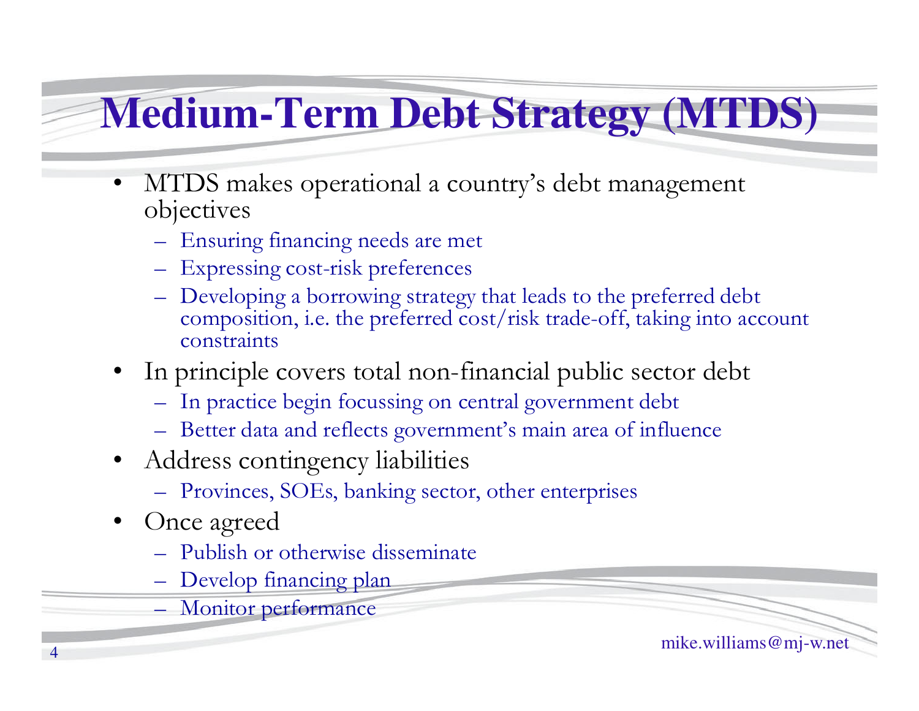# Medium-Term Debt Strategy (MTDS)

- MTDS makes operational a country's debt management objectives
  - Ensuring financing needs are met
  - Expressing cost-risk preferences
  - Developing a borrowing strategy that leads to the preferred debt composition, i.e. the preferred cost/risk trade-off, taking into account constraints
- In principle covers total non-financial public sector debt
  - In practice begin focussing on central government debt
  - Better data and reflects government's main area of influence
- Address contingency liabilities
  - Provinces, SOEs, banking sector, other enterprises
- Once agreed
  - Publish or otherwise disseminate
  - Develop financing plan
  - Monitor performance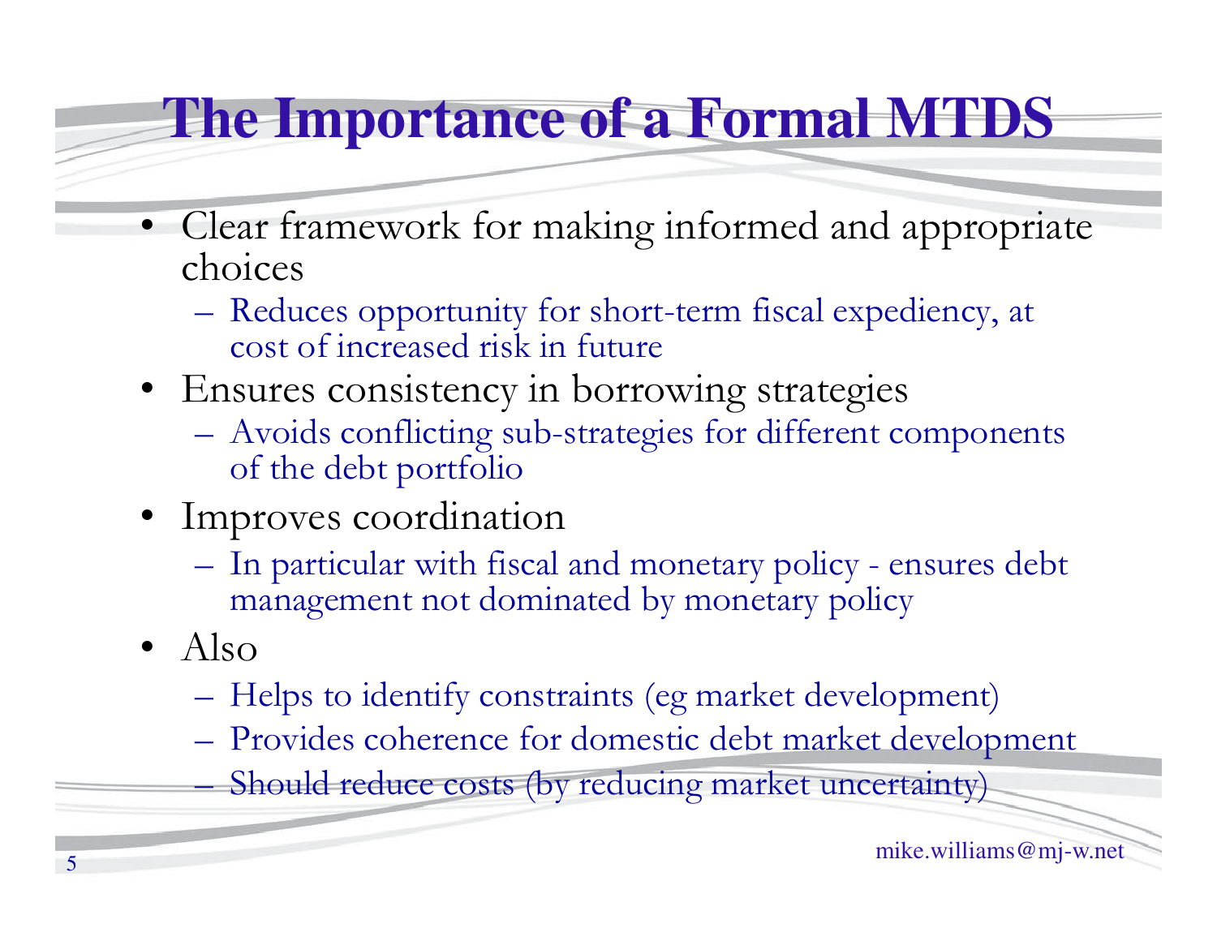# The Importance of a Formal MTDS

- Clear framework for making informed and appropriate choices
  - Reduces opportunity for short-term fiscal expediency, at cost of increased risk in future
- Ensures consistency in borrowing strategies
  - Avoids conflicting sub-strategies for different components of the debt portfolio
- Improves coordination
  - In particular with fiscal and monetary policy - ensures debt management not dominated by monetary policy
- Also
  - Helps to identify constraints (eg market development)
  - Provides coherence for domestic debt market development
  - Should reduce costs (by reducing market uncertainty)

mike.williams@mj-w.net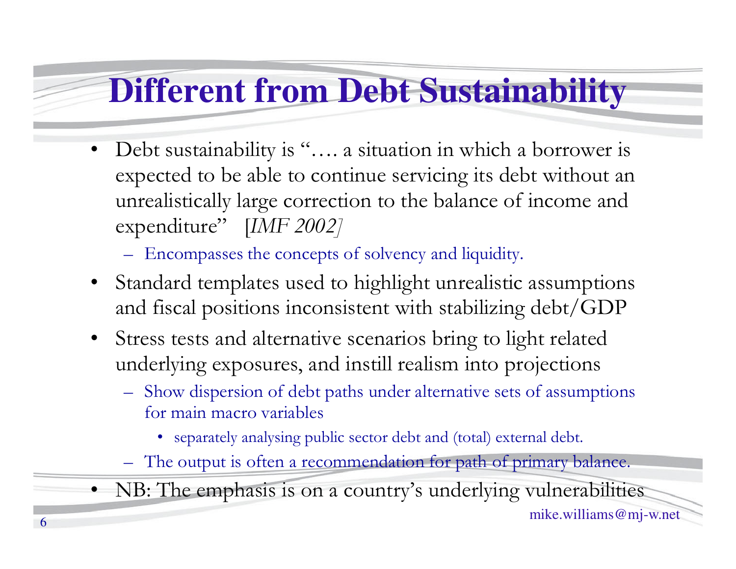# Different from Debt Sustainability

- Debt sustainability is "…. a situation in which a borrower is expected to be able to continue servicing its debt without an unrealistically large correction to the balance of income and expenditure" [*IMF 2002]*
  - Encompasses the concepts of solvency and liquidity.
- Standard templates used to highlight unrealistic assumptions and fiscal positions inconsistent with stabilizing debt/GDP
- Stress tests and alternative scenarios bring to light related underlying exposures, and instill realism into projections
  - Show dispersion of debt paths under alternative sets of assumptions for main macro variables
    - separately analysing public sector debt and (total) external debt.
  - The output is often a recommendation for path of primary balance.
- NB: The emphasis is on a country's underlying vulnerabilities

mike.williams@mj-w.net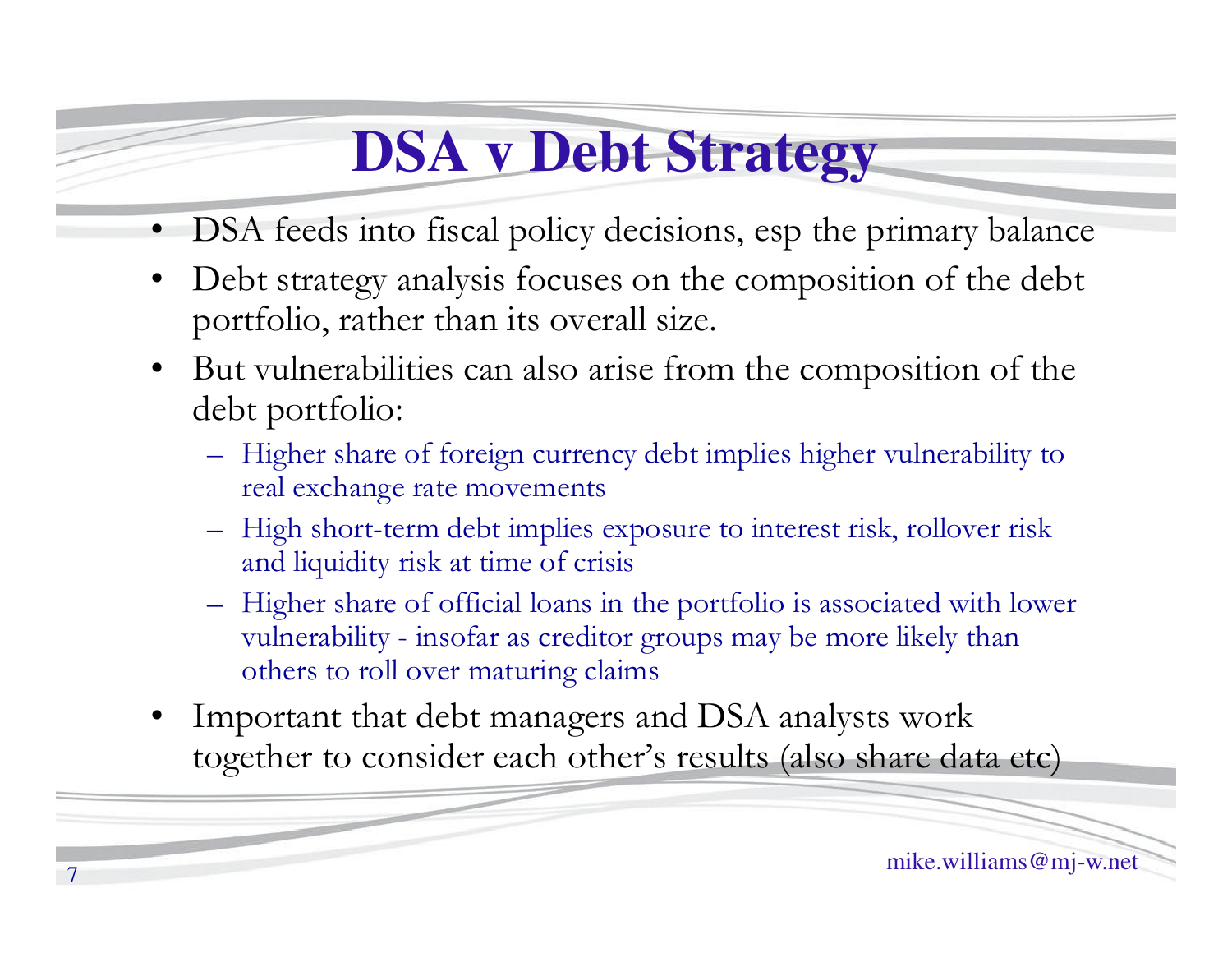# DSA v Debt Strategy

- DSA feeds into fiscal policy decisions, esp the primary balance
- Debt strategy analysis focuses on the composition of the debt portfolio, rather than its overall size.
- But vulnerabilities can also arise from the composition of the debt portfolio:
  - Higher share of foreign currency debt implies higher vulnerability to real exchange rate movements
  - High short-term debt implies exposure to interest risk, rollover risk and liquidity risk at time of crisis
  - Higher share of official loans in the portfolio is associated with lower vulnerability - insofar as creditor groups may be more likely than others to roll over maturing claims
- Important that debt managers and DSA analysts work together to consider each other's results (also share data etc)

mike.williams@mj-w.net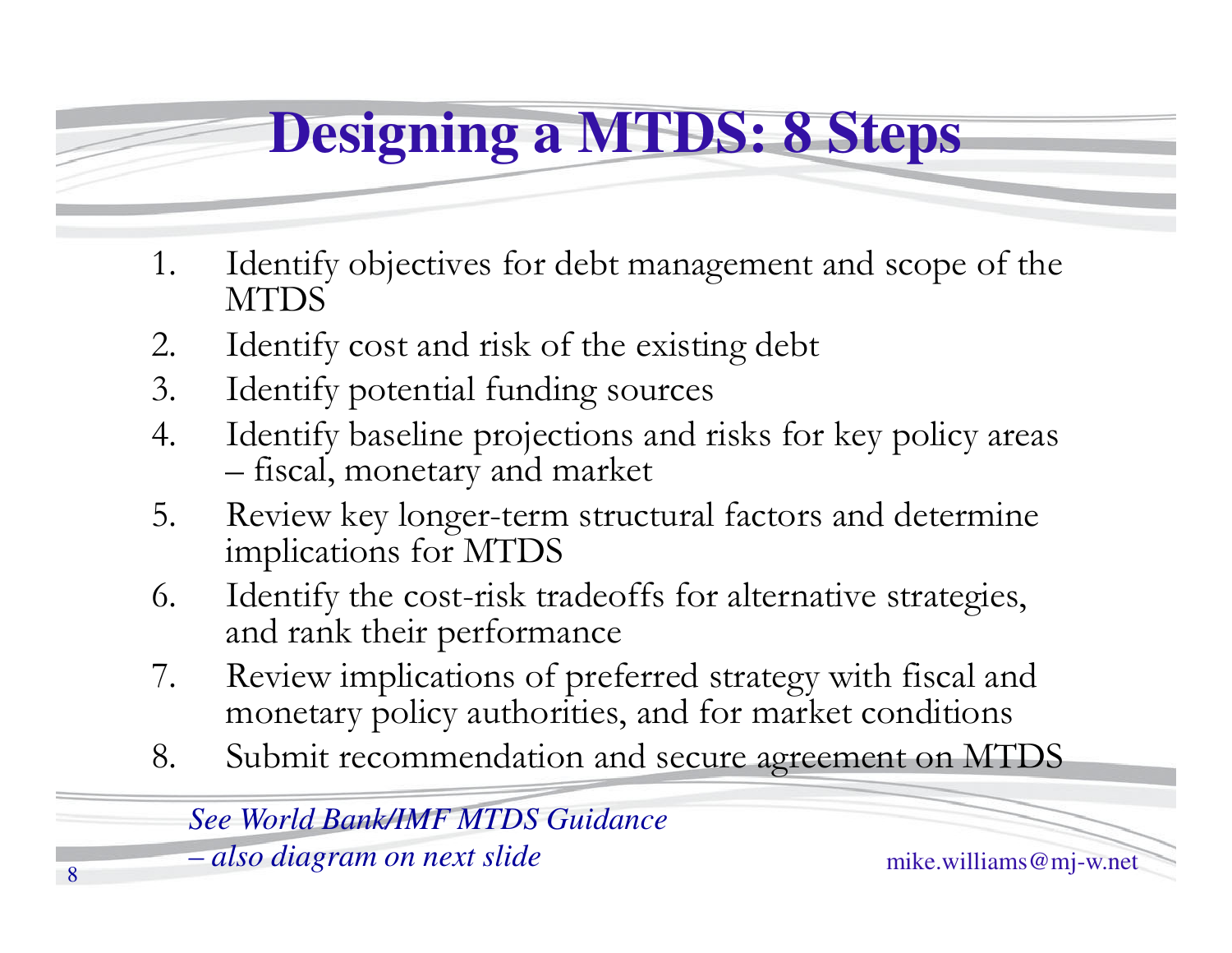# Designing a MTDS: 8 Steps

1. Identify objectives for debt management and scope of the MTDS
2. Identify cost and risk of the existing debt
3. Identify potential funding sources
4. Identify baseline projections and risks for key policy areas – fiscal, monetary and market
5. Review key longer-term structural factors and determine implications for MTDS
6. Identify the cost-risk tradeoffs for alternative strategies, and rank their performance
7. Review implications of preferred strategy with fiscal and monetary policy authorities, and for market conditions
8. Submit recommendation and secure agreement on MTDS

*See World Bank/IMF MTDS Guidance*
*– also diagram on next slide*

mike.williams@mj-w.net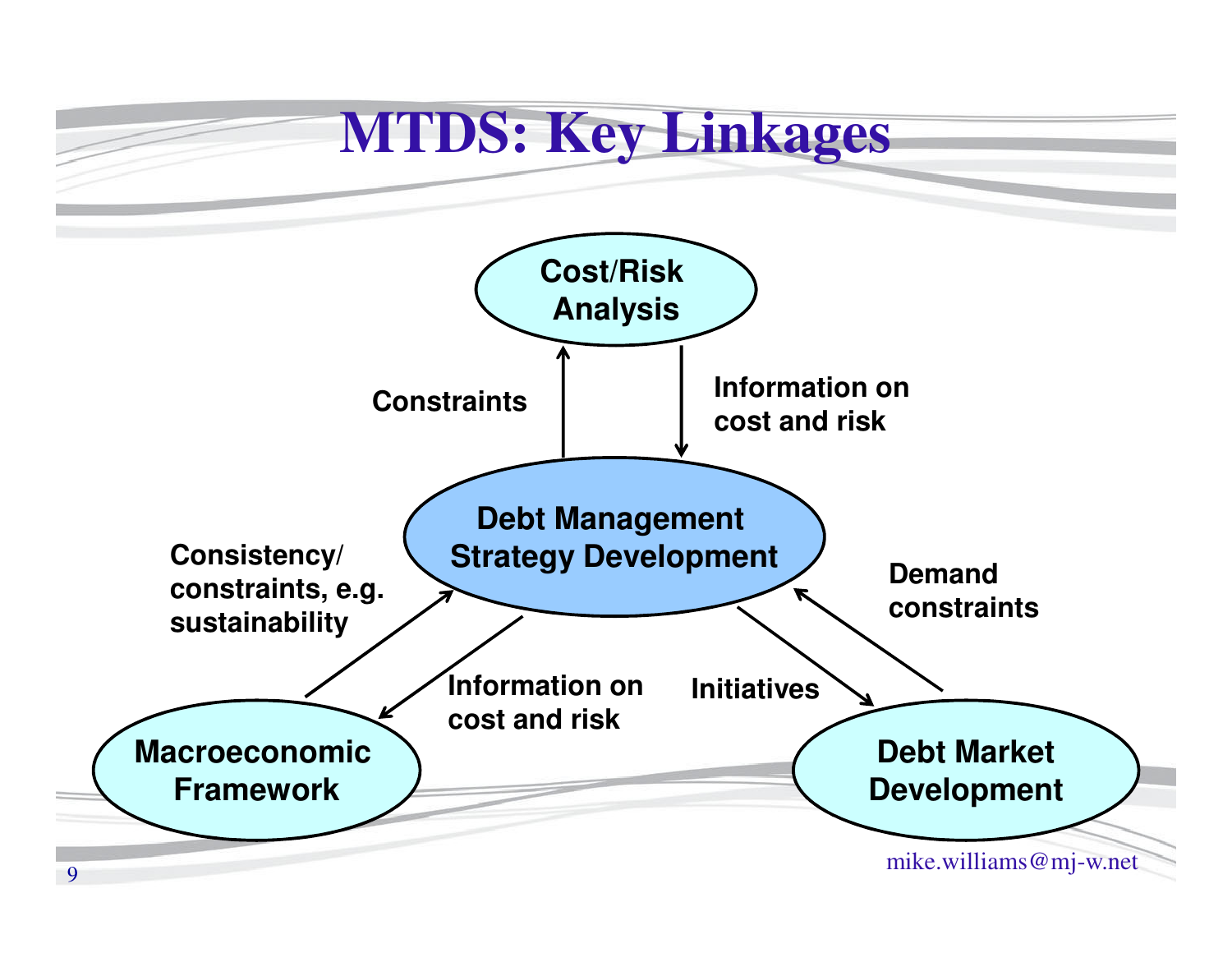# MTDS: Key Linkages

Cost/Risk Analysis

Constraints

Information on cost and risk

Debt Management Strategy Development

Consistency/ constraints, e.g. sustainability

Information on cost and risk

Initiatives

Demand constraints

Macroeconomic Framework

Debt Market Development

mike.williams@mj-w.net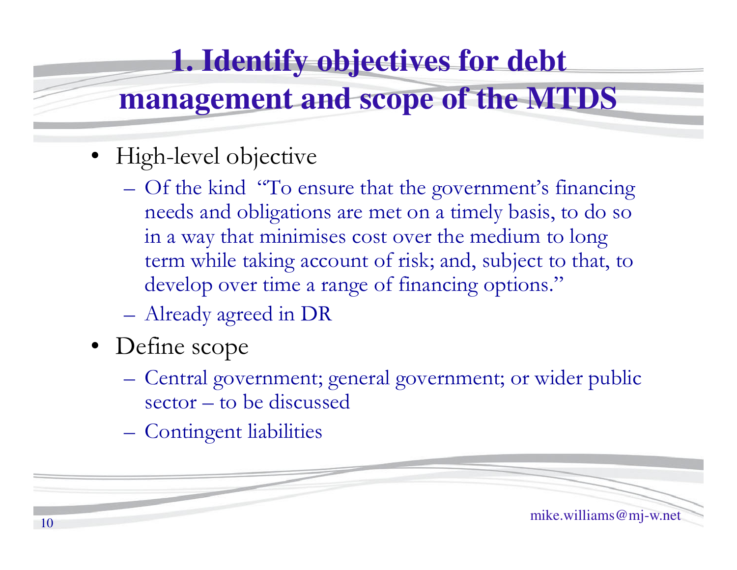# 1. Identify objectives for debt management and scope of the MTDS

- High-level objective
  - Of the kind "To ensure that the government's financing needs and obligations are met on a timely basis, to do so in a way that minimises cost over the medium to long term while taking account of risk; and, subject to that, to develop over time a range of financing options."
  - Already agreed in DR
- Define scope
  - Central government; general government; or wider public sector – to be discussed
  - Contingent liabilities

mike.williams@mj-w.net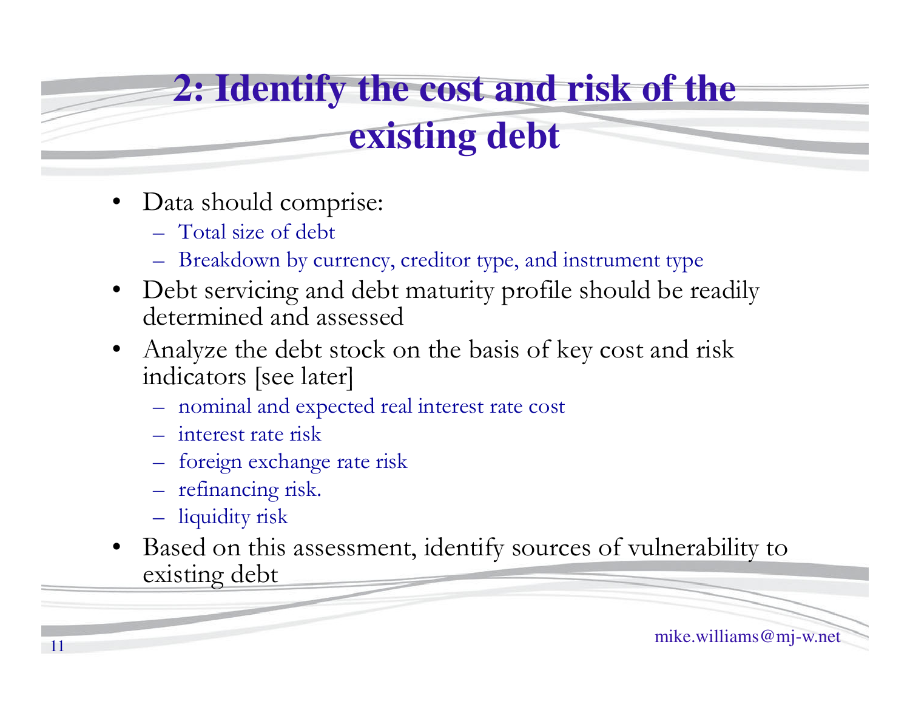# 2: Identify the cost and risk of the existing debt

- Data should comprise:
  - Total size of debt
  - Breakdown by currency, creditor type, and instrument type
- Debt servicing and debt maturity profile should be readily determined and assessed
- Analyze the debt stock on the basis of key cost and risk indicators [see later]
  - nominal and expected real interest rate cost
  - interest rate risk
  - foreign exchange rate risk
  - refinancing risk.
  - liquidity risk
- Based on this assessment, identify sources of vulnerability to existing debt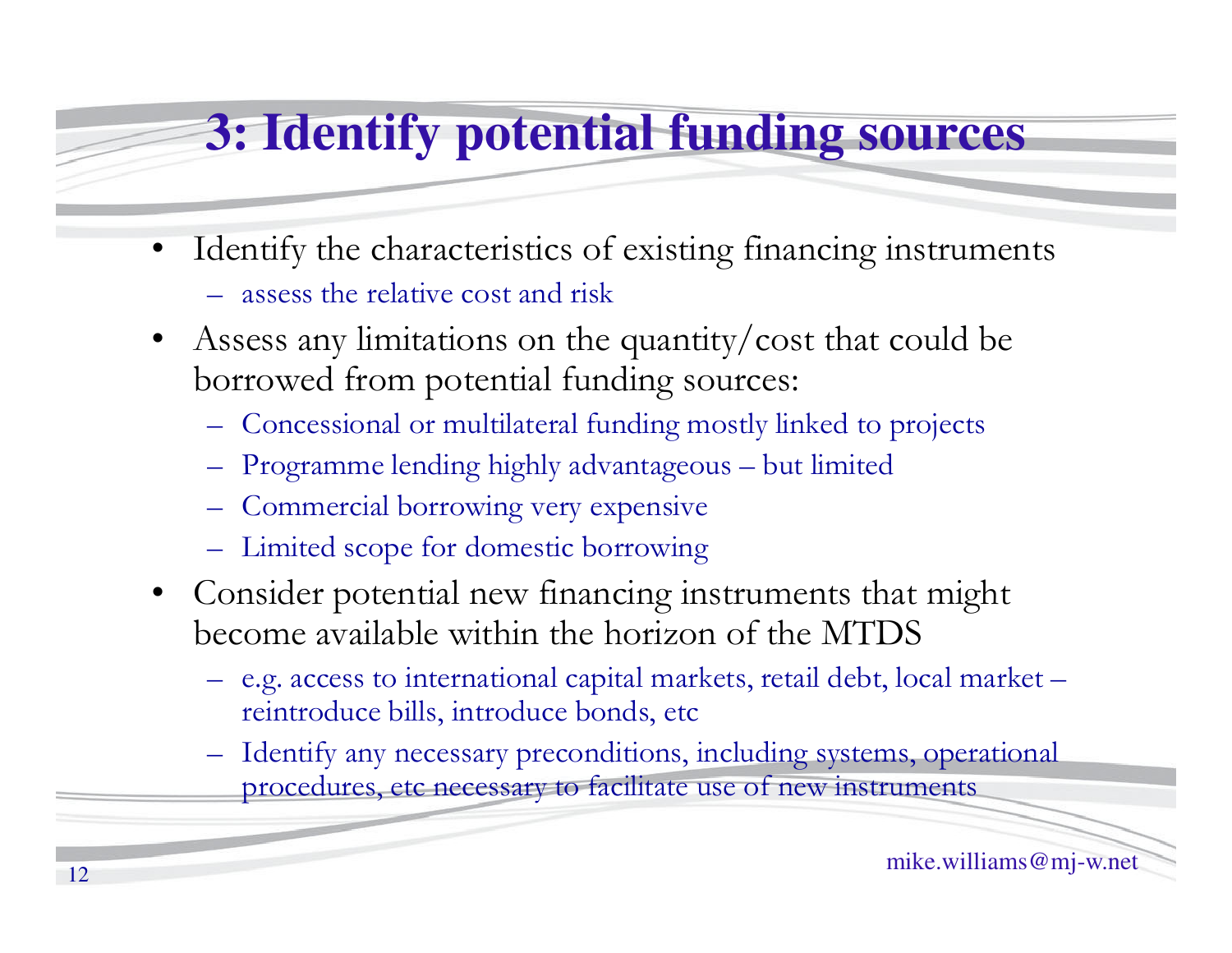# 3: Identify potential funding sources

- Identify the characteristics of existing financing instruments
  - assess the relative cost and risk
- Assess any limitations on the quantity/cost that could be borrowed from potential funding sources:
  - Concessional or multilateral funding mostly linked to projects
  - Programme lending highly advantageous – but limited
  - Commercial borrowing very expensive
  - Limited scope for domestic borrowing
- Consider potential new financing instruments that might become available within the horizon of the MTDS
  - e.g. access to international capital markets, retail debt, local market – reintroduce bills, introduce bonds, etc
  - Identify any necessary preconditions, including systems, operational procedures, etc necessary to facilitate use of new instruments

mike.williams@mj-w.net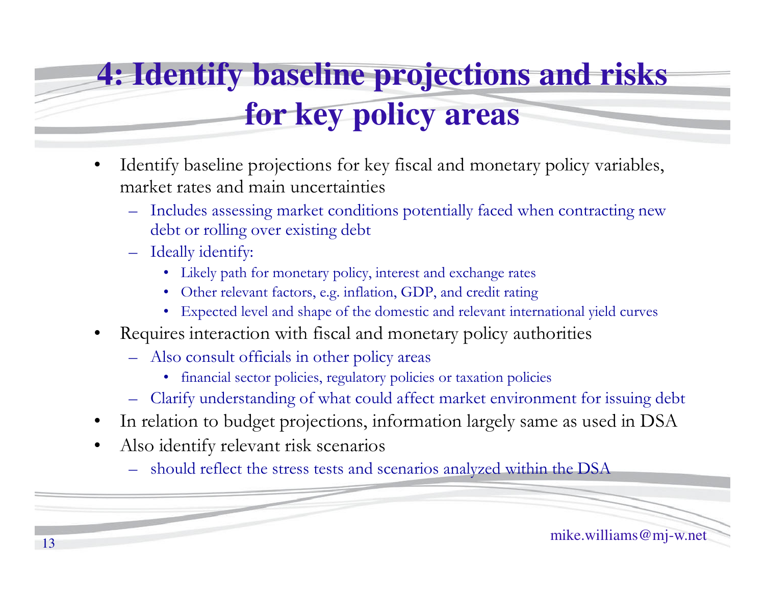# 4: Identify baseline projections and risks for key policy areas

- Identify baseline projections for key fiscal and monetary policy variables, market rates and main uncertainties
  - Includes assessing market conditions potentially faced when contracting new debt or rolling over existing debt
  - Ideally identify:
    - Likely path for monetary policy, interest and exchange rates
    - Other relevant factors, e.g. inflation, GDP, and credit rating
    - Expected level and shape of the domestic and relevant international yield curves
- Requires interaction with fiscal and monetary policy authorities
  - Also consult officials in other policy areas
    - financial sector policies, regulatory policies or taxation policies
  - Clarify understanding of what could affect market environment for issuing debt
- In relation to budget projections, information largely same as used in DSA
- Also identify relevant risk scenarios
  - should reflect the stress tests and scenarios analyzed within the DSA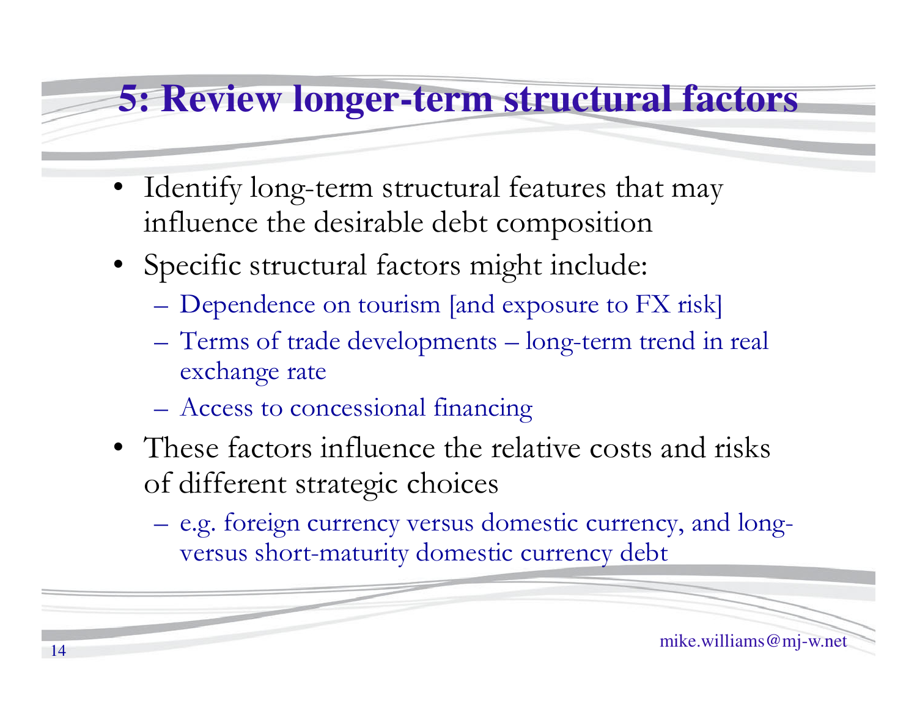# 5: Review longer-term structural factors

- Identify long-term structural features that may influence the desirable debt composition
- Specific structural factors might include:
  - Dependence on tourism [and exposure to FX risk]
  - Terms of trade developments – long-term trend in real exchange rate
  - Access to concessional financing
- These factors influence the relative costs and risks of different strategic choices
  - e.g. foreign currency versus domestic currency, and long- versus short-maturity domestic currency debt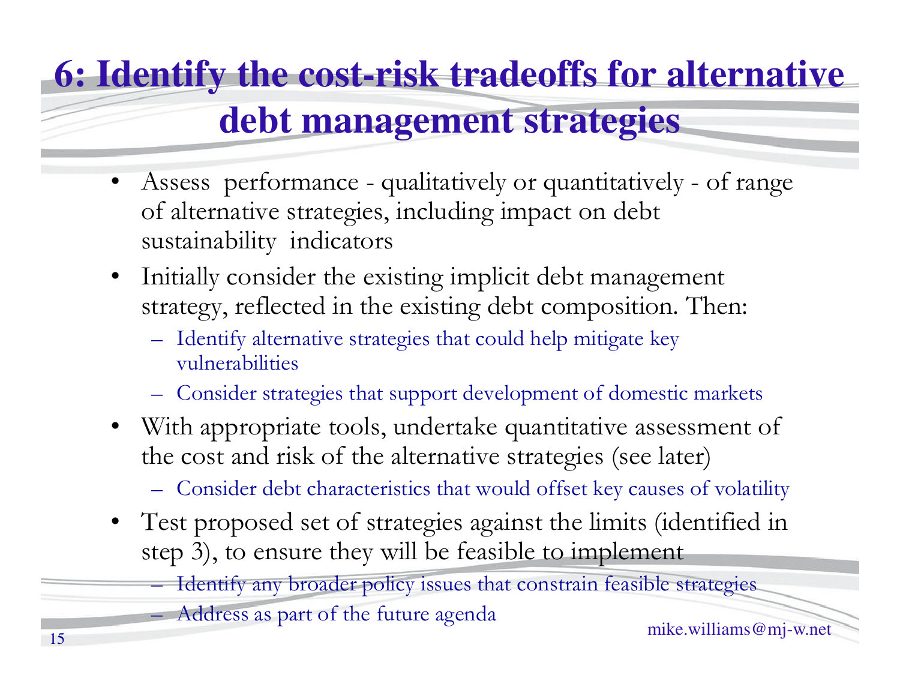# 6: Identify the cost-risk tradeoffs for alternative debt management strategies

- Assess performance - qualitatively or quantitatively - of range of alternative strategies, including impact on debt sustainability indicators
- Initially consider the existing implicit debt management strategy, reflected in the existing debt composition. Then:
  - Identify alternative strategies that could help mitigate key vulnerabilities
  - Consider strategies that support development of domestic markets
- With appropriate tools, undertake quantitative assessment of the cost and risk of the alternative strategies (see later)
  - Consider debt characteristics that would offset key causes of volatility
- Test proposed set of strategies against the limits (identified in step 3), to ensure they will be feasible to implement
  - Identify any broader policy issues that constrain feasible strategies
  - Address as part of the future agenda

mike.williams@mj-w.net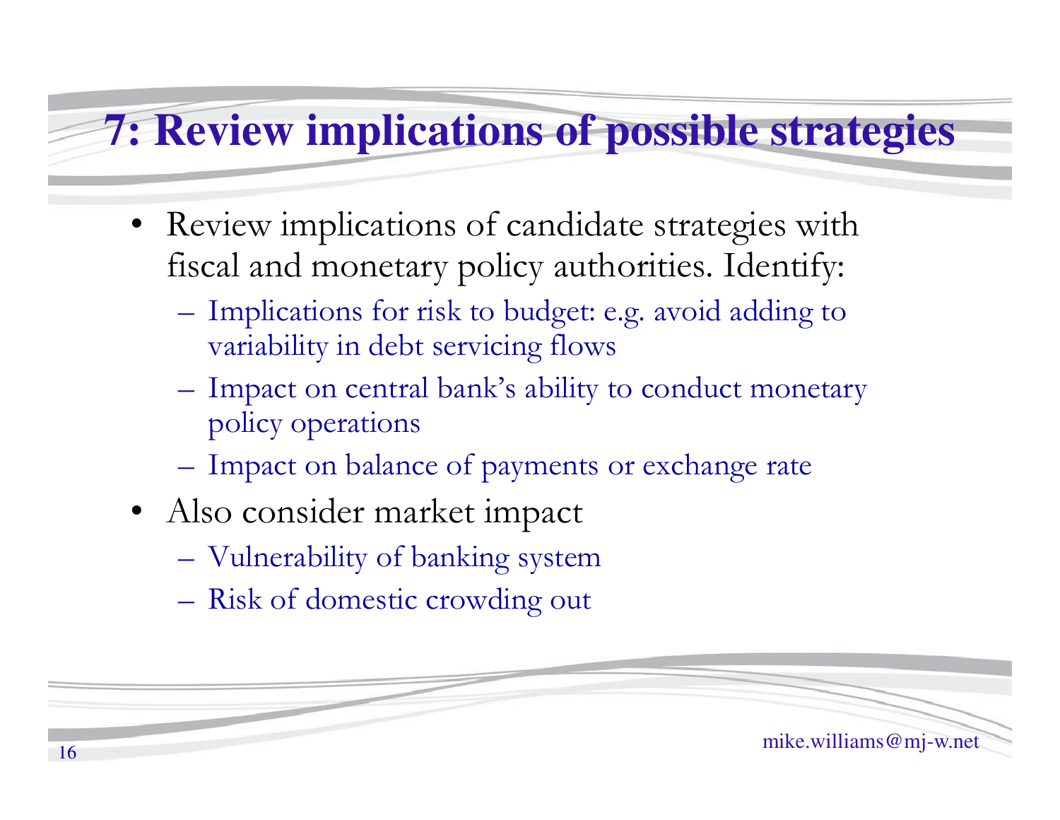# 7: Review implications of possible strategies

- Review implications of candidate strategies with fiscal and monetary policy authorities. Identify:
  - Implications for risk to budget: e.g. avoid adding to variability in debt servicing flows
  - Impact on central bank's ability to conduct monetary policy operations
  - Impact on balance of payments or exchange rate
- Also consider market impact
  - Vulnerability of banking system
  - Risk of domestic crowding out

mike.williams@mj-w.net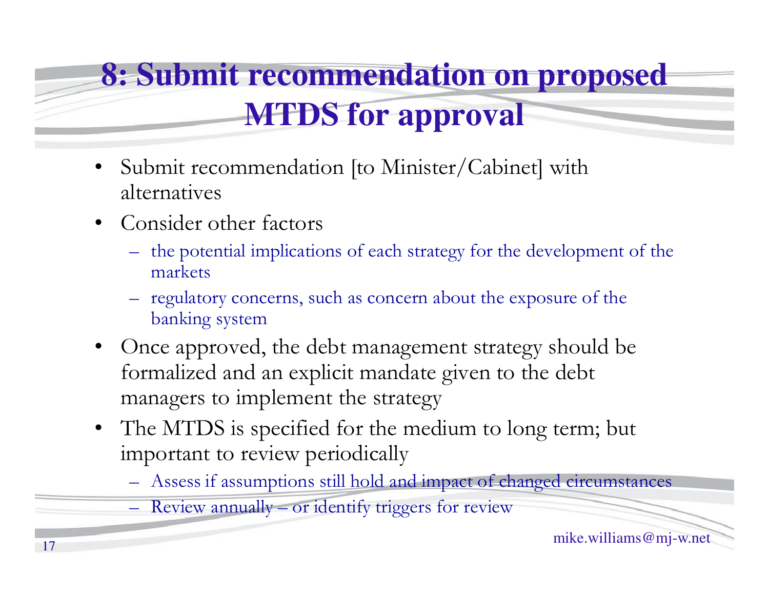# 8: Submit recommendation on proposed MTDS for approval

- Submit recommendation [to Minister/Cabinet] with alternatives
- Consider other factors
  - the potential implications of each strategy for the development of the markets
  - regulatory concerns, such as concern about the exposure of the banking system
- Once approved, the debt management strategy should be formalized and an explicit mandate given to the debt managers to implement the strategy
- The MTDS is specified for the medium to long term; but important to review periodically
  - Assess if assumptions still hold and impact of changed circumstances
  - Review annually – or identify triggers for review

mike.williams@mj-w.net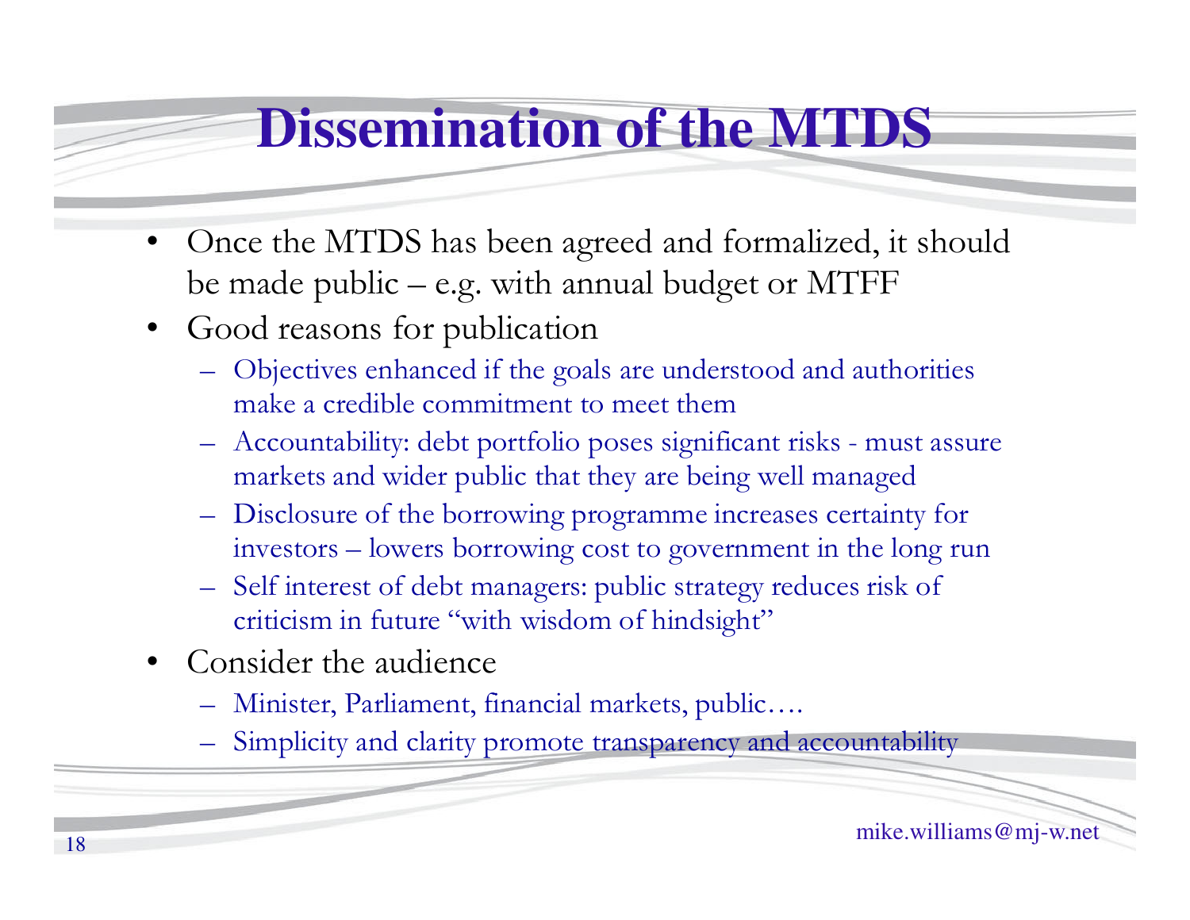# Dissemination of the MTDS

- Once the MTDS has been agreed and formalized, it should be made public – e.g. with annual budget or MTFF
- Good reasons for publication
  - Objectives enhanced if the goals are understood and authorities make a credible commitment to meet them
  - Accountability: debt portfolio poses significant risks - must assure markets and wider public that they are being well managed
  - Disclosure of the borrowing programme increases certainty for investors – lowers borrowing cost to government in the long run
  - Self interest of debt managers: public strategy reduces risk of criticism in future "with wisdom of hindsight"
- Consider the audience
  - Minister, Parliament, financial markets, public….
  - Simplicity and clarity promote transparency and accountability

mike.williams@mj-w.net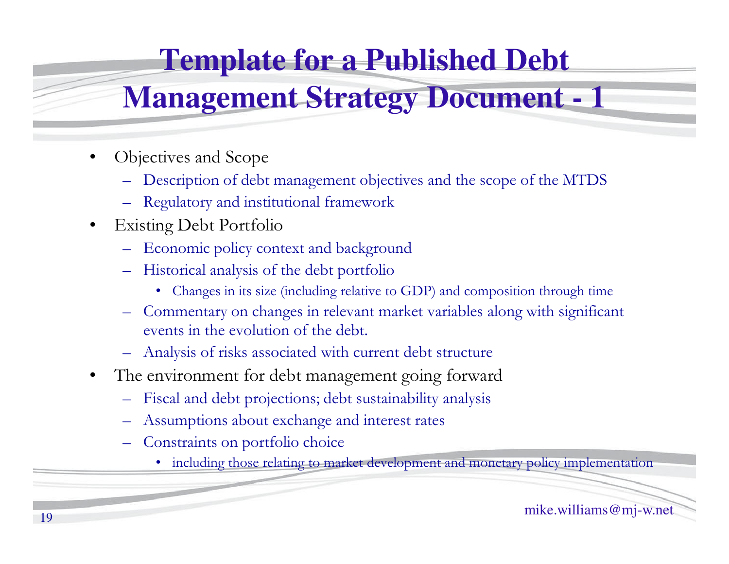# Template for a Published Debt Management Strategy Document - 1

- Objectives and Scope
  - Description of debt management objectives and the scope of the MTDS
  - Regulatory and institutional framework
- Existing Debt Portfolio
  - Economic policy context and background
  - Historical analysis of the debt portfolio
    - Changes in its size (including relative to GDP) and composition through time
  - Commentary on changes in relevant market variables along with significant events in the evolution of the debt.
  - Analysis of risks associated with current debt structure
- The environment for debt management going forward
  - Fiscal and debt projections; debt sustainability analysis
  - Assumptions about exchange and interest rates
  - Constraints on portfolio choice
    - including those relating to market development and monetary policy implementation

mike.williams@mj-w.net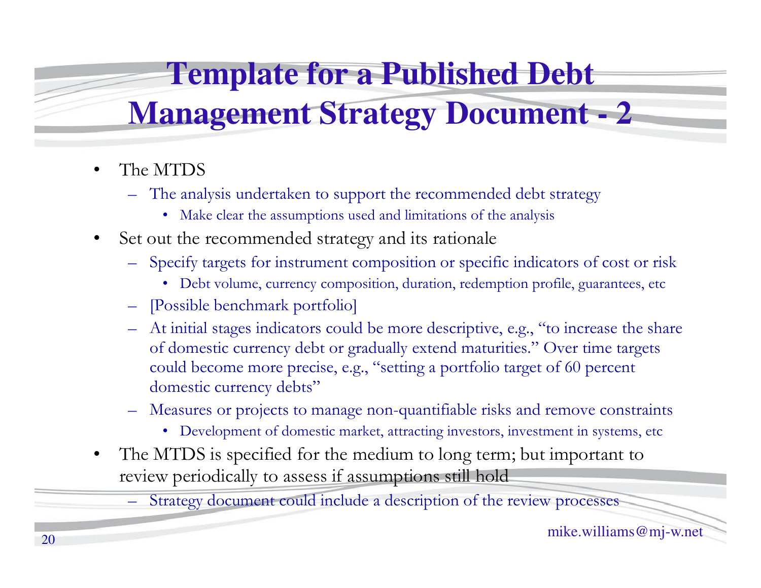# Template for a Published Debt Management Strategy Document - 2

- The MTDS
  - The analysis undertaken to support the recommended debt strategy
    - Make clear the assumptions used and limitations of the analysis
- Set out the recommended strategy and its rationale
  - Specify targets for instrument composition or specific indicators of cost or risk
    - Debt volume, currency composition, duration, redemption profile, guarantees, etc
  - [Possible benchmark portfolio]
  - At initial stages indicators could be more descriptive, e.g., "to increase the share of domestic currency debt or gradually extend maturities." Over time targets could become more precise, e.g., "setting a portfolio target of 60 percent domestic currency debts"
  - Measures or projects to manage non-quantifiable risks and remove constraints
    - Development of domestic market, attracting investors, investment in systems, etc
- The MTDS is specified for the medium to long term; but important to review periodically to assess if assumptions still hold
  - Strategy document could include a description of the review processes

mike.williams@mj-w.net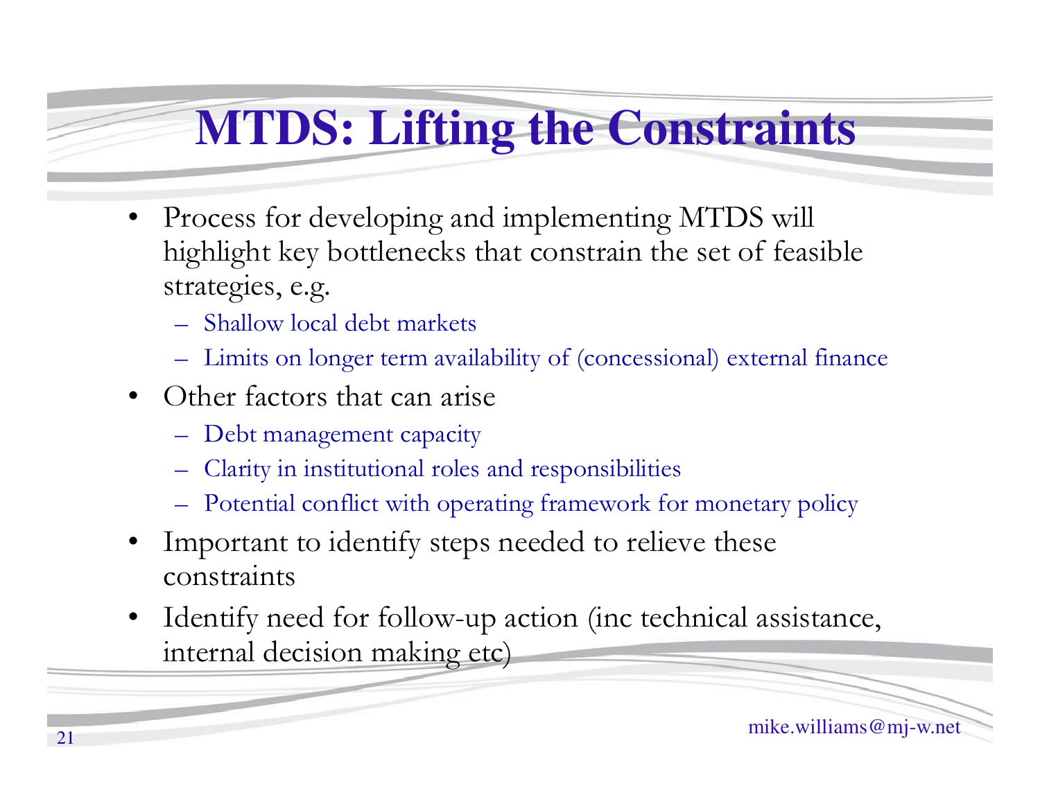# MTDS: Lifting the Constraints

- Process for developing and implementing MTDS will highlight key bottlenecks that constrain the set of feasible strategies, e.g.
  - Shallow local debt markets
  - Limits on longer term availability of (concessional) external finance
- Other factors that can arise
  - Debt management capacity
  - Clarity in institutional roles and responsibilities
  - Potential conflict with operating framework for monetary policy
- Important to identify steps needed to relieve these constraints
- Identify need for follow-up action (inc technical assistance, internal decision making etc)

mike.williams@mj-w.net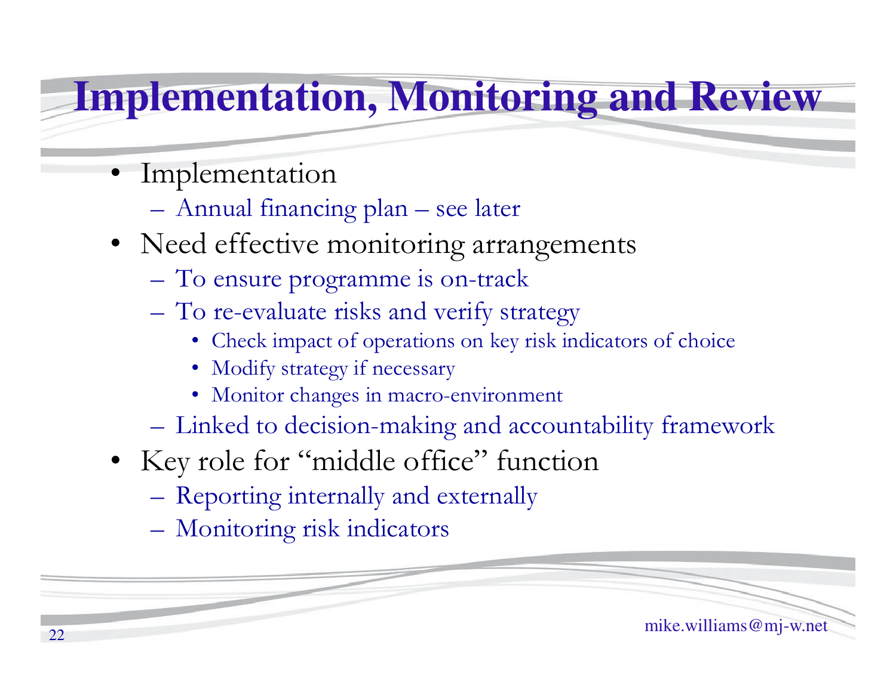# Implementation, Monitoring and Review

- Implementation
  - Annual financing plan – see later
- Need effective monitoring arrangements
  - To ensure programme is on-track
  - To re-evaluate risks and verify strategy
    - Check impact of operations on key risk indicators of choice
    - Modify strategy if necessary
    - Monitor changes in macro-environment
  - Linked to decision-making and accountability framework
- Key role for "middle office" function
  - Reporting internally and externally
  - Monitoring risk indicators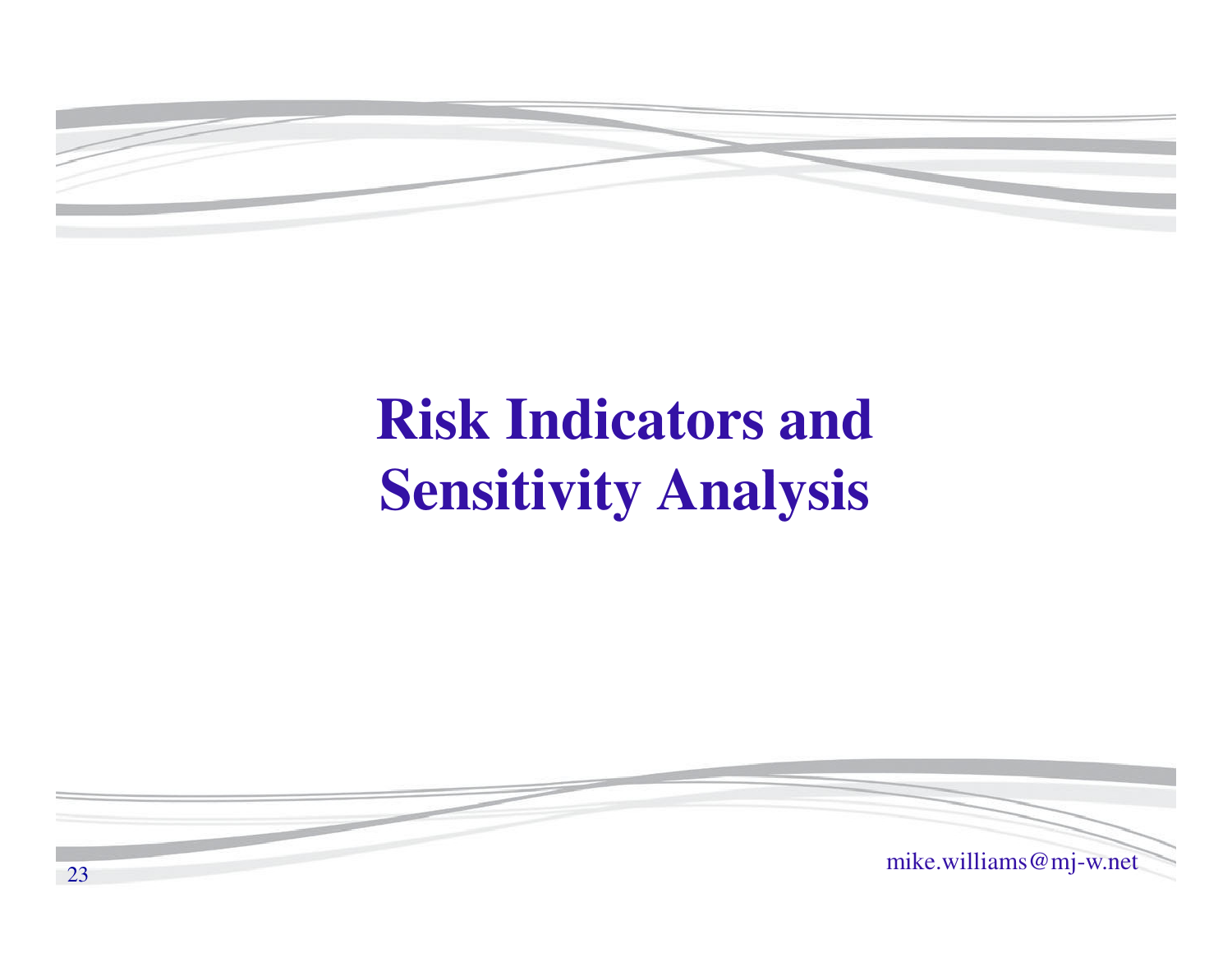# Risk Indicators and Sensitivity Analysis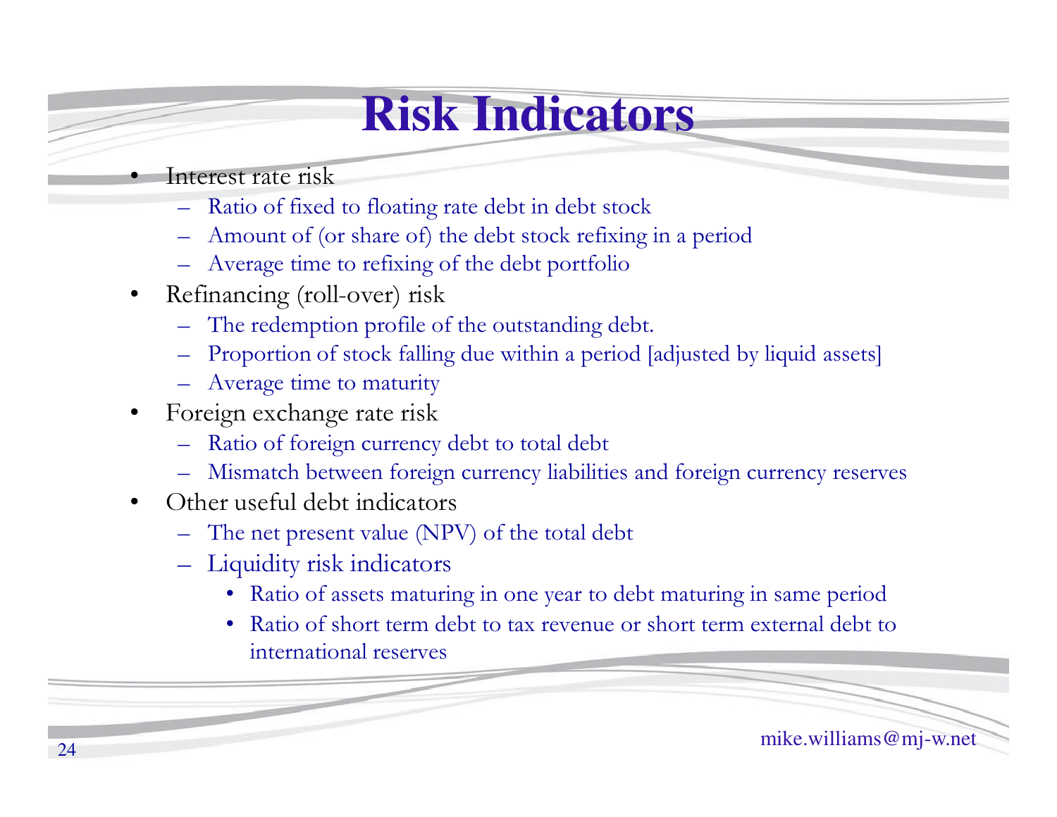# Risk Indicators

- Interest rate risk
  - Ratio of fixed to floating rate debt in debt stock
  - Amount of (or share of) the debt stock refixing in a period
  - Average time to refixing of the debt portfolio
- Refinancing (roll-over) risk
  - The redemption profile of the outstanding debt.
  - Proportion of stock falling due within a period [adjusted by liquid assets]
  - Average time to maturity
- Foreign exchange rate risk
  - Ratio of foreign currency debt to total debt
  - Mismatch between foreign currency liabilities and foreign currency reserves
- Other useful debt indicators
  - The net present value (NPV) of the total debt
  - Liquidity risk indicators
    - Ratio of assets maturing in one year to debt maturing in same period
    - Ratio of short term debt to tax revenue or short term external debt to international reserves

mike.williams@mj-w.net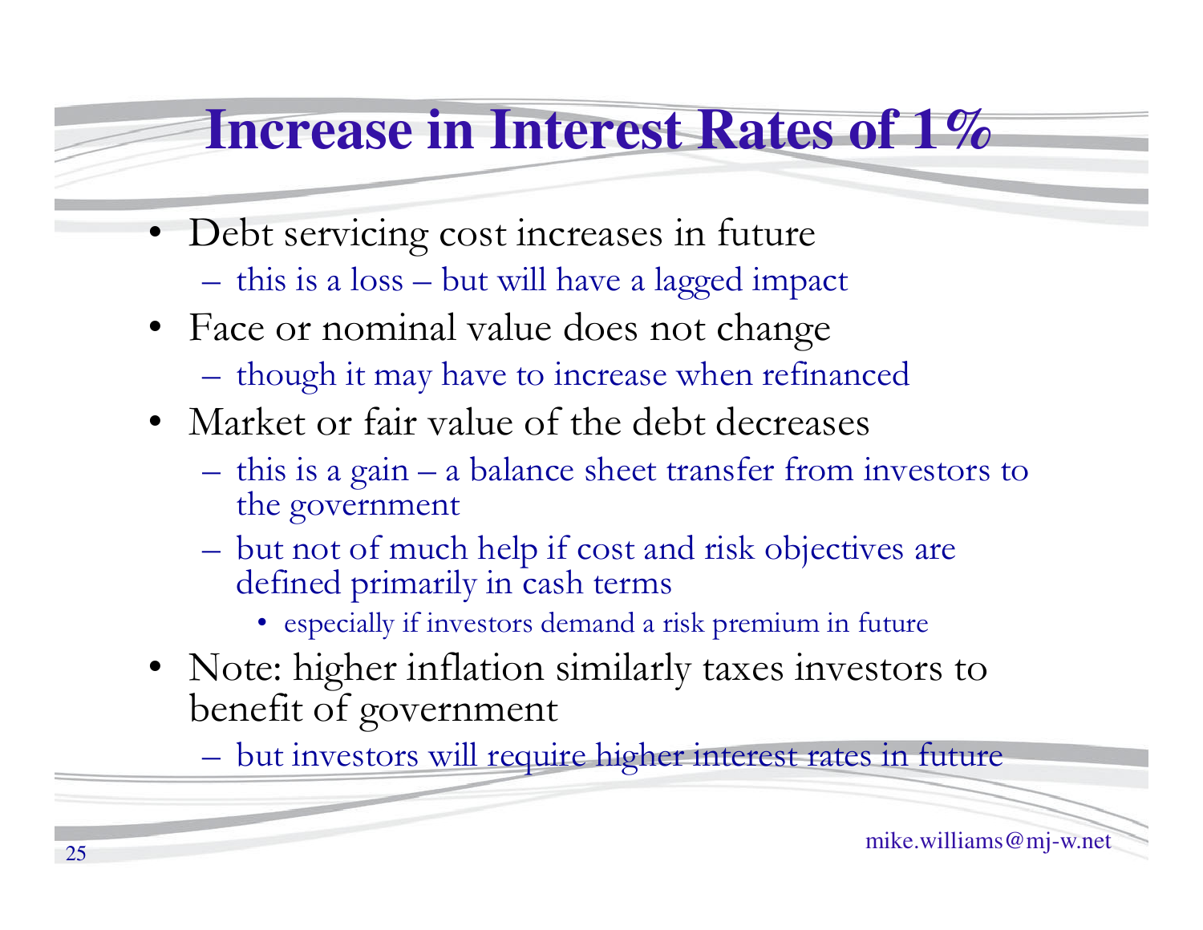# Increase in Interest Rates of 1%

- Debt servicing cost increases in future
  - this is a loss – but will have a lagged impact
- Face or nominal value does not change
  - though it may have to increase when refinanced
- Market or fair value of the debt decreases
  - this is a gain – a balance sheet transfer from investors to the government
  - but not of much help if cost and risk objectives are defined primarily in cash terms
    - especially if investors demand a risk premium in future
- Note: higher inflation similarly taxes investors to benefit of government
  - but investors will require higher interest rates in future

mike.williams@mj-w.net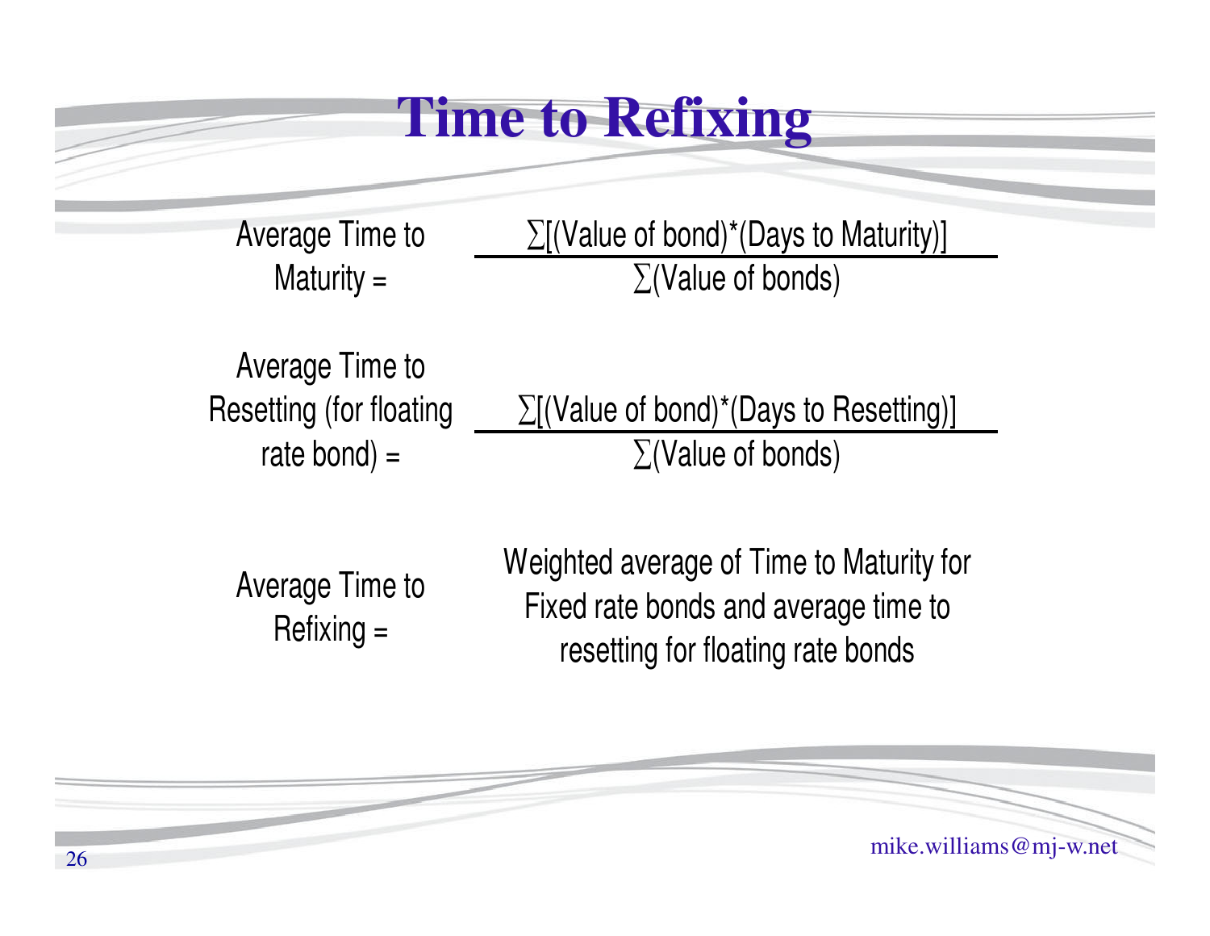# Time to Refixing

$$\text{Average Time to Maturity} = \frac{\sum[(\text{Value of bond})*(\text{Days to Maturity})]}{\sum(\text{Value of bonds})}$$

$$\text{Average Time to Resetting (for floating rate bond)} = \frac{\sum[(\text{Value of bond})*(\text{Days to Resetting})]}{\sum(\text{Value of bonds})}$$

Average Time to Refixing = Weighted average of Time to Maturity for Fixed rate bonds and average time to resetting for floating rate bonds

mike.williams@mj-w.net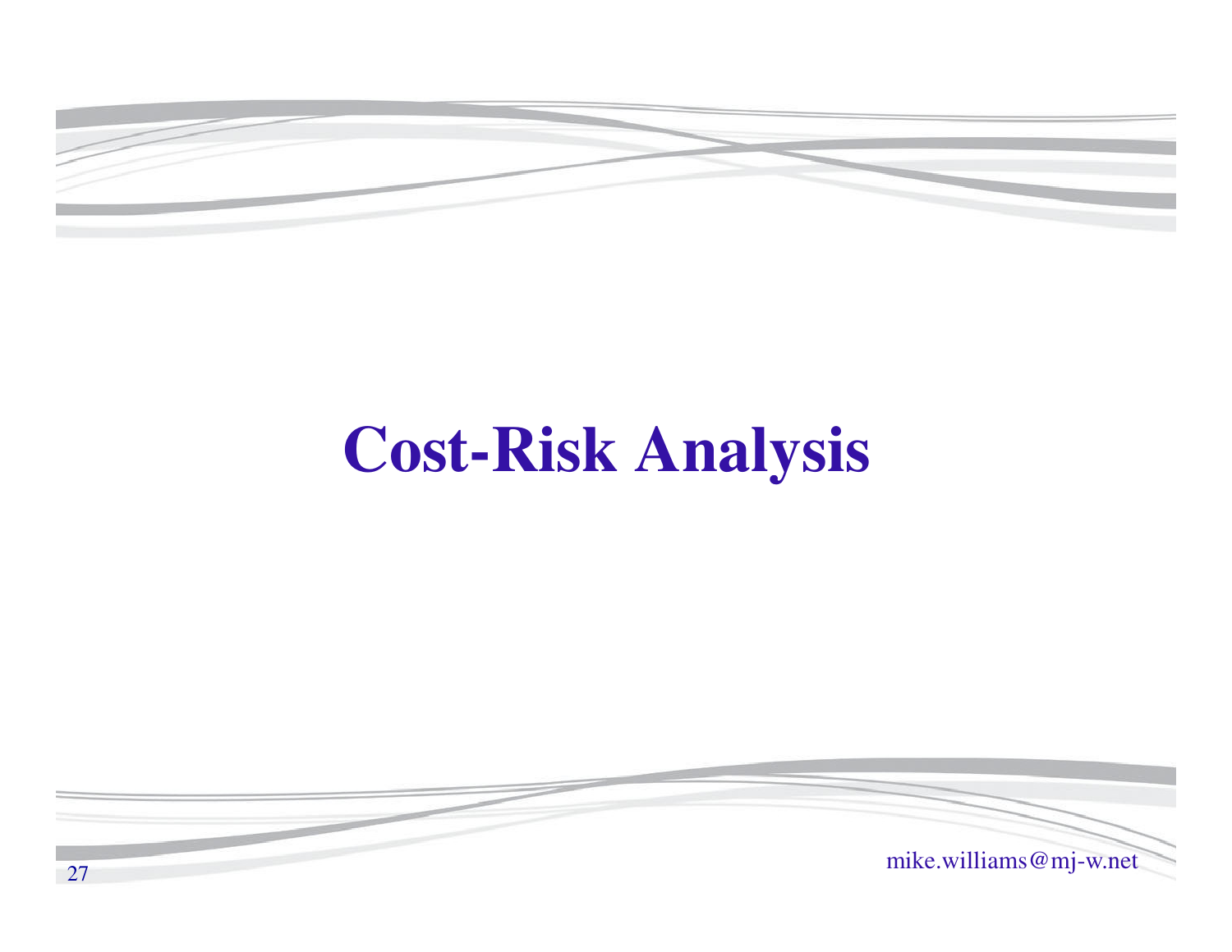# Cost-Risk Analysis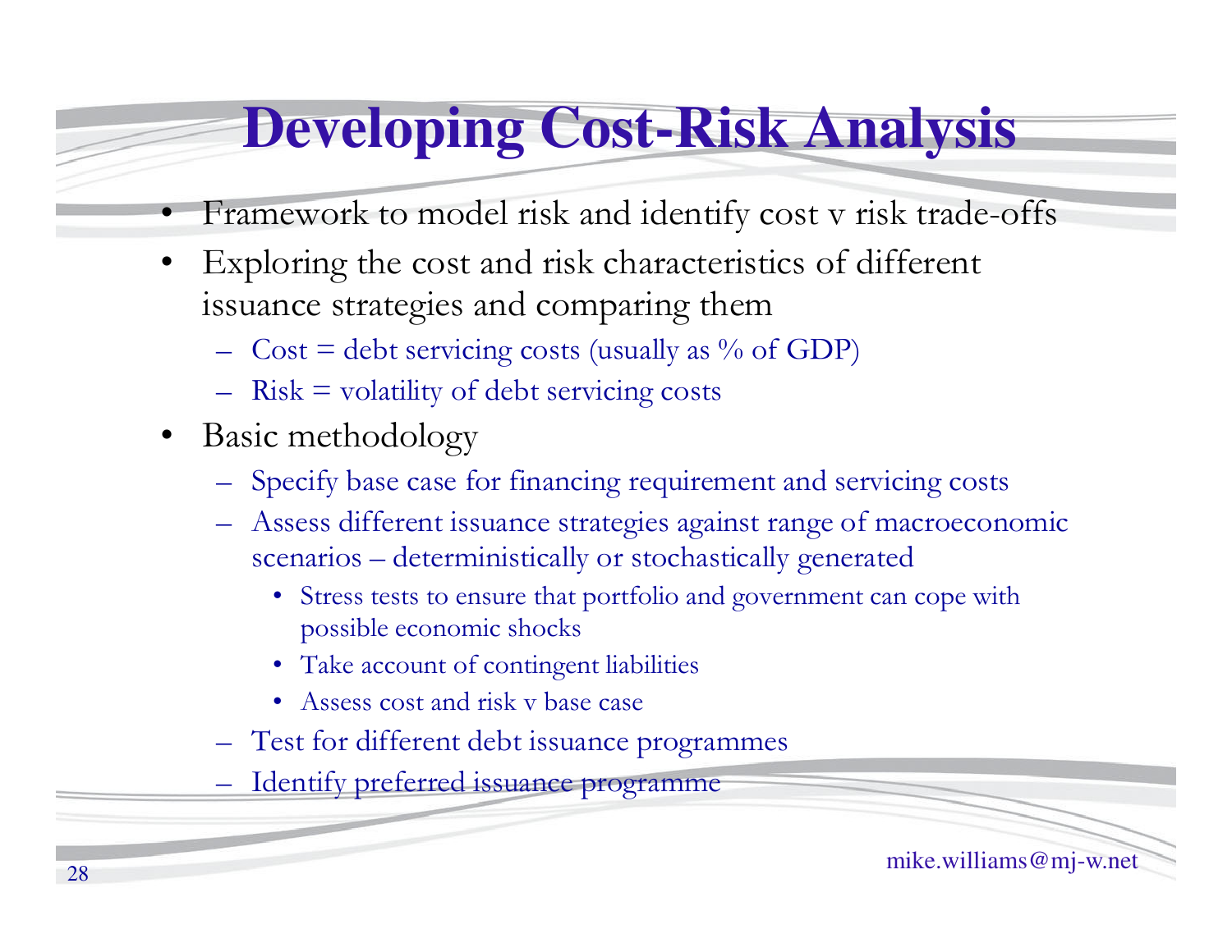# Developing Cost-Risk Analysis

- Framework to model risk and identify cost v risk trade-offs
- Exploring the cost and risk characteristics of different issuance strategies and comparing them
  - Cost = debt servicing costs (usually as % of GDP)
  - Risk = volatility of debt servicing costs
- Basic methodology
  - Specify base case for financing requirement and servicing costs
  - Assess different issuance strategies against range of macroeconomic scenarios – deterministically or stochastically generated
    - Stress tests to ensure that portfolio and government can cope with possible economic shocks
    - Take account of contingent liabilities
    - Assess cost and risk v base case
  - Test for different debt issuance programmes
  - Identify preferred issuance programme

mike.williams@mj-w.net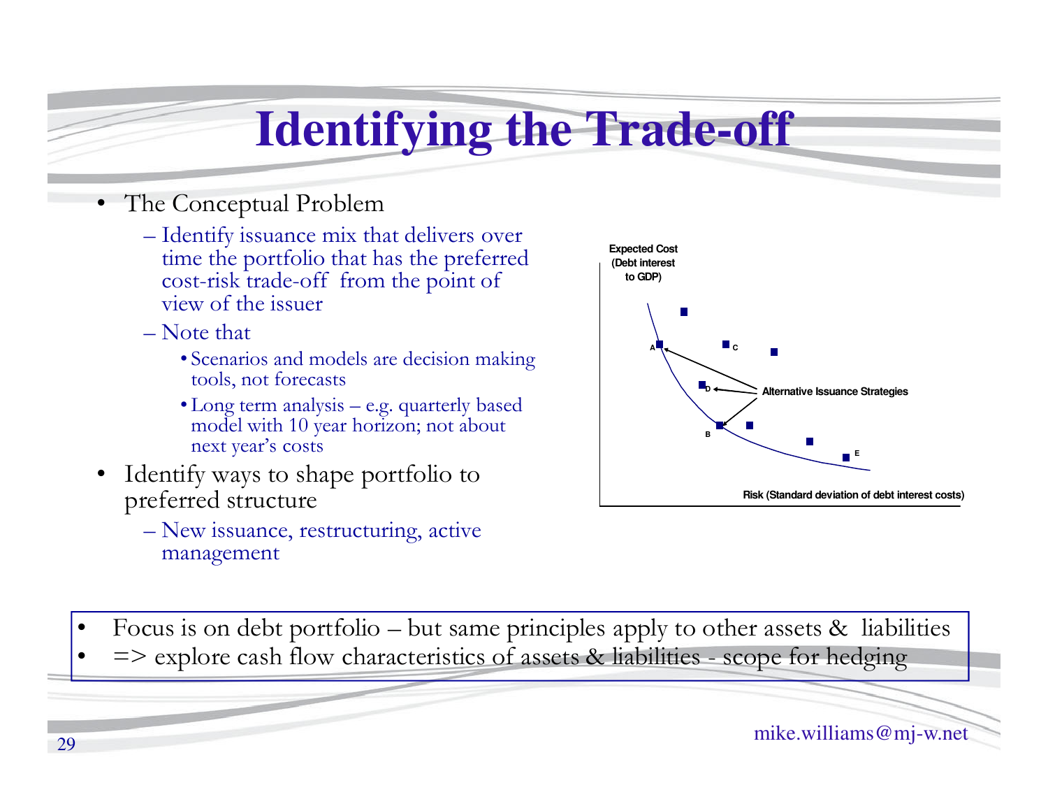# Identifying the Trade-off

- The Conceptual Problem
  - Identify issuance mix that delivers over time the portfolio that has the preferred cost-risk trade-off from the point of view of the issuer
  - Note that
    - Scenarios and models are decision making tools, not forecasts
    - Long term analysis – e.g. quarterly based model with 10 year horizon; not about next year's costs
- Identify ways to shape portfolio to preferred structure
  - New issuance, restructuring, active management

Expected Cost (Debt interest to GDP)

Alternative Issuance Strategies

A, B, C, D, E

Risk (Standard deviation of debt interest costs)

- Focus is on debt portfolio – but same principles apply to other assets & liabilities
- => explore cash flow characteristics of assets & liabilities - scope for hedging

mike.williams@mj-w.net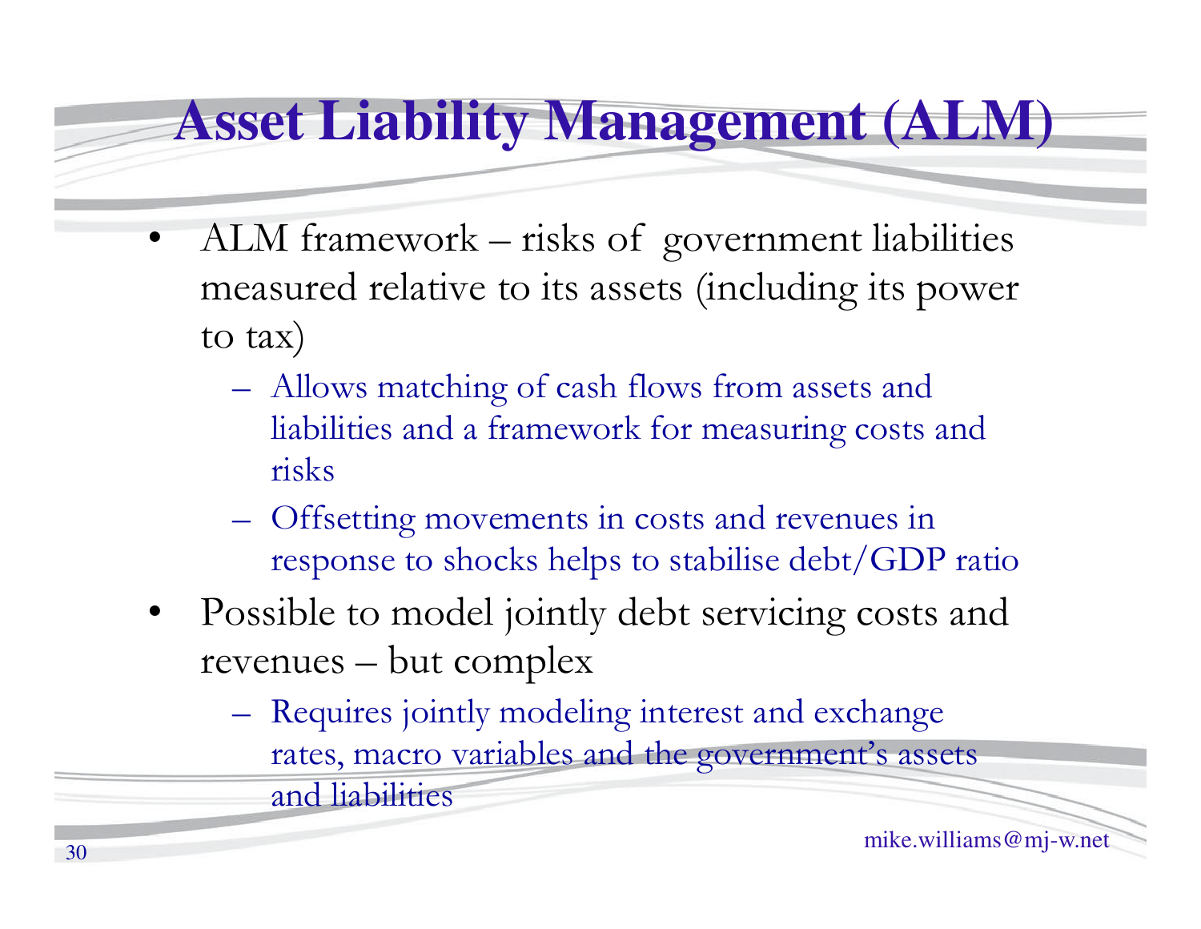# Asset Liability Management (ALM)

- ALM framework – risks of government liabilities measured relative to its assets (including its power to tax)
  - Allows matching of cash flows from assets and liabilities and a framework for measuring costs and risks
  - Offsetting movements in costs and revenues in response to shocks helps to stabilise debt/GDP ratio
- Possible to model jointly debt servicing costs and revenues – but complex
  - Requires jointly modeling interest and exchange rates, macro variables and the government's assets and liabilities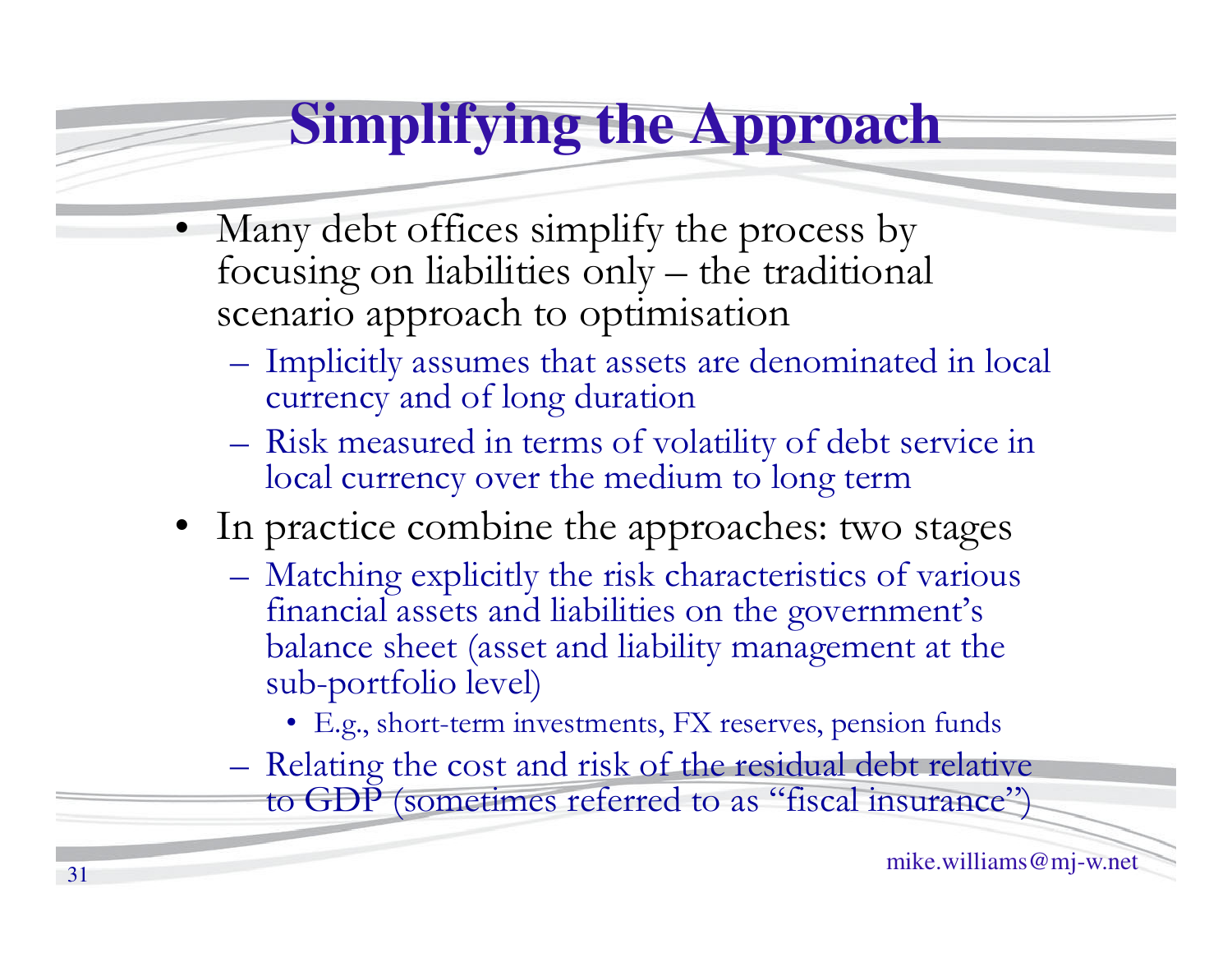# Simplifying the Approach

- Many debt offices simplify the process by focusing on liabilities only – the traditional scenario approach to optimisation
  - Implicitly assumes that assets are denominated in local currency and of long duration
  - Risk measured in terms of volatility of debt service in local currency over the medium to long term
- In practice combine the approaches: two stages
  - Matching explicitly the risk characteristics of various financial assets and liabilities on the government's balance sheet (asset and liability management at the sub-portfolio level)
    - E.g., short-term investments, FX reserves, pension funds
  - Relating the cost and risk of the residual debt relative to GDP (sometimes referred to as "fiscal insurance")

mike.williams@mj-w.net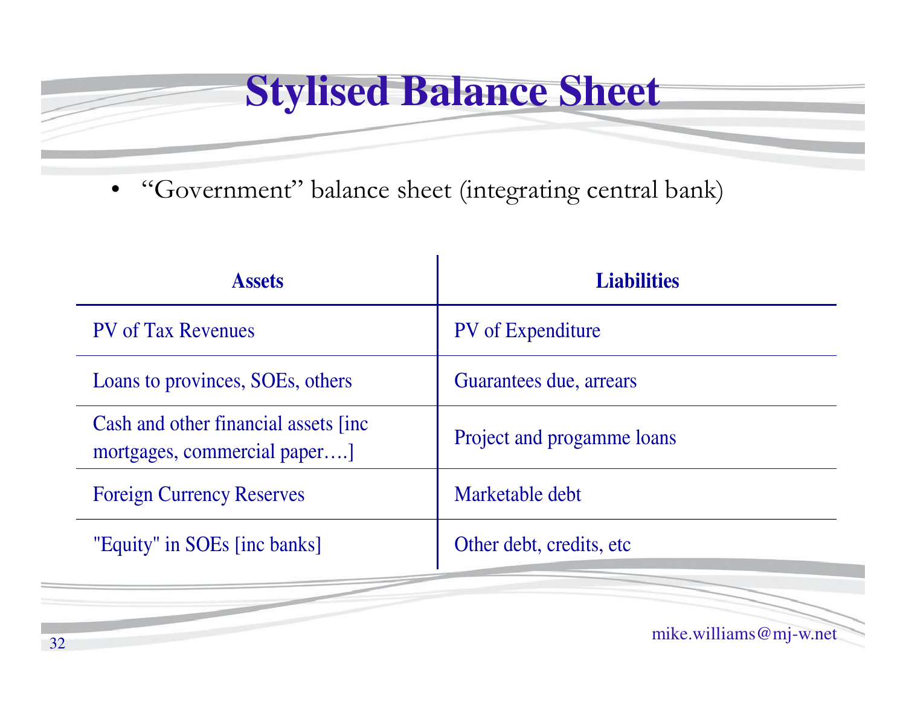# Stylised Balance Sheet

- "Government" balance sheet (integrating central bank)

| Assets | Liabilities |
|---|---|
| PV of Tax Revenues | PV of Expenditure |
| Loans to provinces, SOEs, others | Guarantees due, arrears |
| Cash and other financial assets [inc mortgages, commercial paper….] | Project and progamme loans |
| Foreign Currency Reserves | Marketable debt |
| "Equity" in SOEs [inc banks] | Other debt, credits, etc |

mike.williams@mj-w.net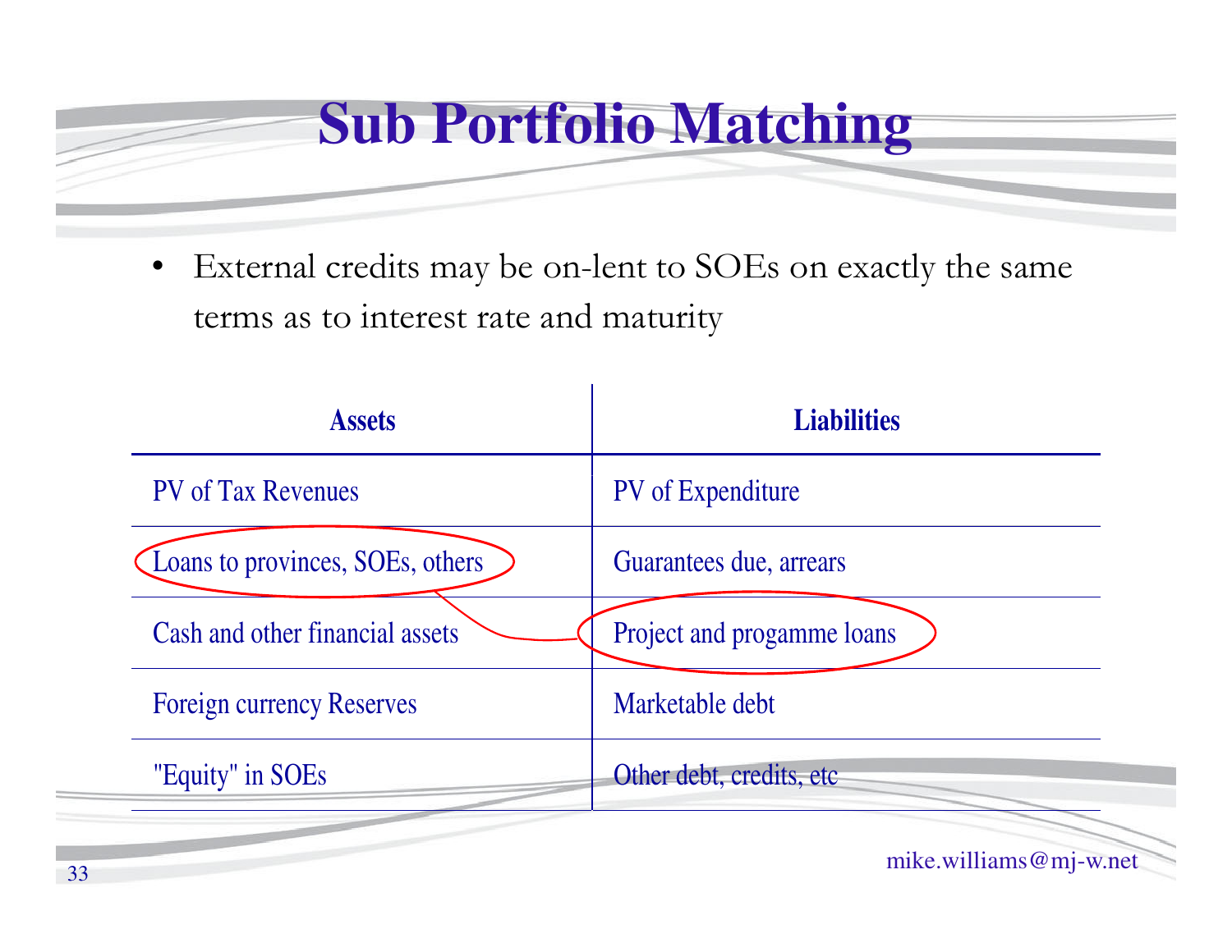# Sub Portfolio Matching

- External credits may be on-lent to SOEs on exactly the same terms as to interest rate and maturity

| Assets | Liabilities |
|---|---|
| PV of Tax Revenues | PV of Expenditure |
| Loans to provinces, SOEs, others | Guarantees due, arrears |
| Cash and other financial assets | Project and progamme loans |
| Foreign currency Reserves | Marketable debt |
| "Equity" in SOEs | Other debt, credits, etc |

mike.williams@mj-w.net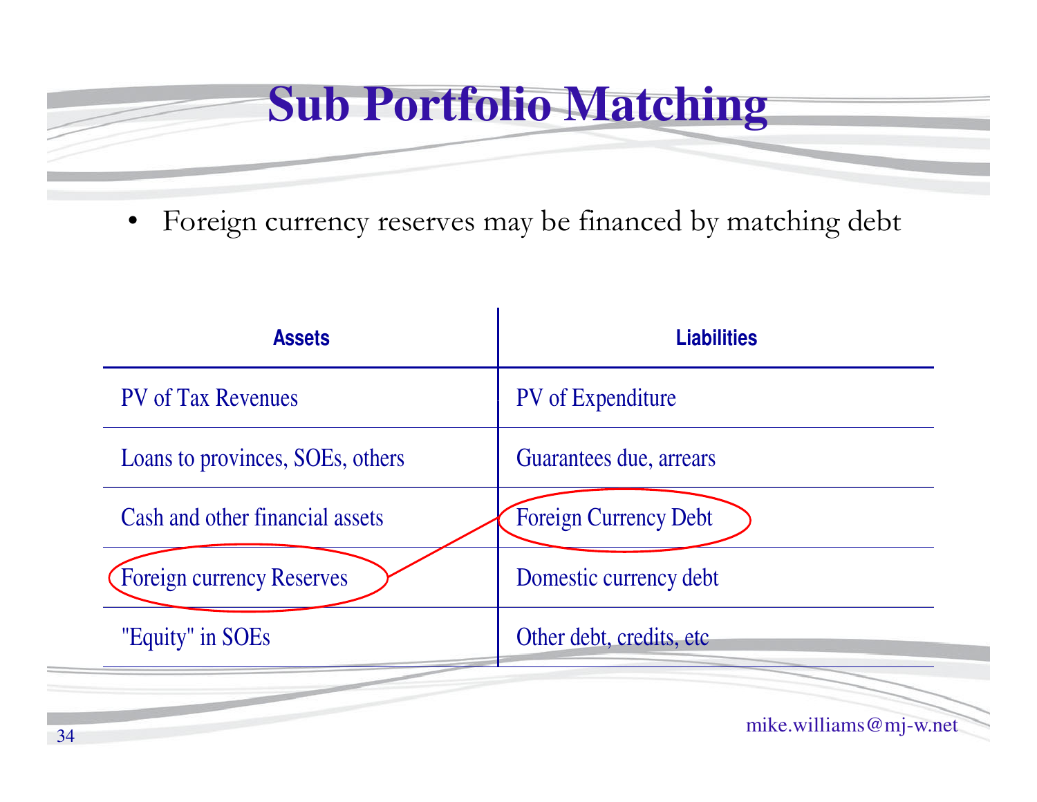# Sub Portfolio Matching

- Foreign currency reserves may be financed by matching debt

| Assets | Liabilities |
|---|---|
| PV of Tax Revenues | PV of Expenditure |
| Loans to provinces, SOEs, others | Guarantees due, arrears |
| Cash and other financial assets | Foreign Currency Debt |
| Foreign currency Reserves | Domestic currency debt |
| "Equity" in SOEs | Other debt, credits, etc |

mike.williams@mj-w.net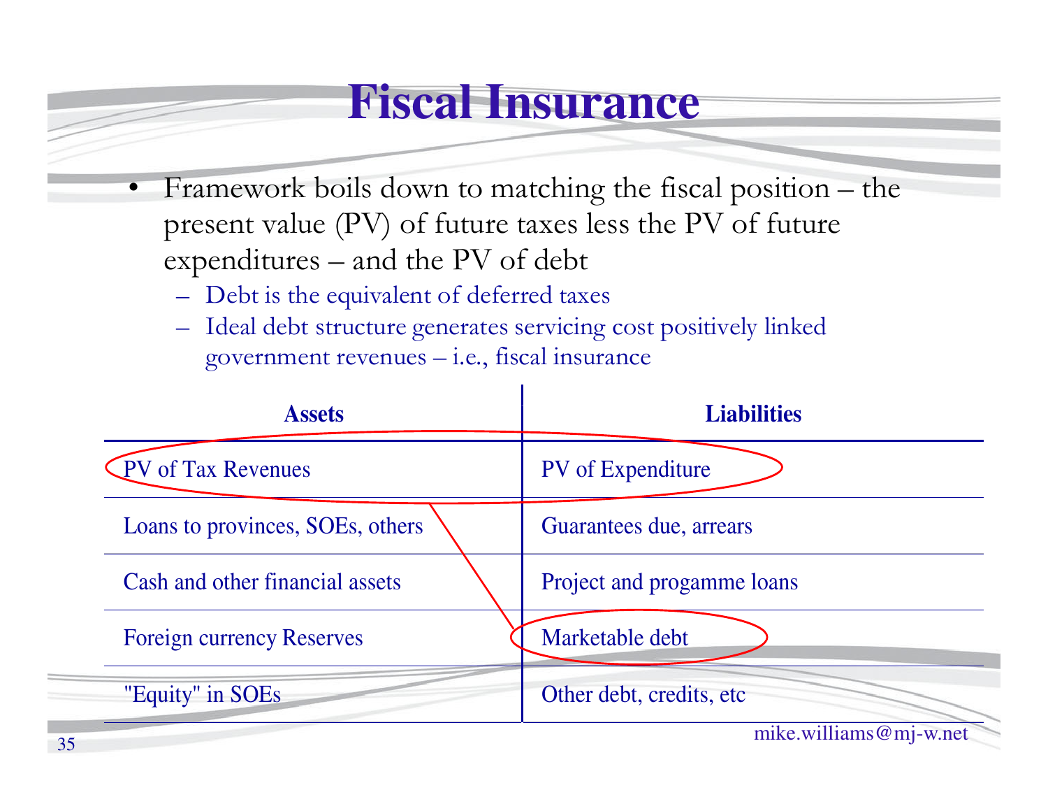# Fiscal Insurance

- Framework boils down to matching the fiscal position – the present value (PV) of future taxes less the PV of future expenditures – and the PV of debt
  - Debt is the equivalent of deferred taxes
  - Ideal debt structure generates servicing cost positively linked government revenues – i.e., fiscal insurance

| Assets | Liabilities |
|---|---|
| PV of Tax Revenues | PV of Expenditure |
| Loans to provinces, SOEs, others | Guarantees due, arrears |
| Cash and other financial assets | Project and progamme loans |
| Foreign currency Reserves | Marketable debt |
| "Equity" in SOEs | Other debt, credits, etc |

mike.williams@mj-w.net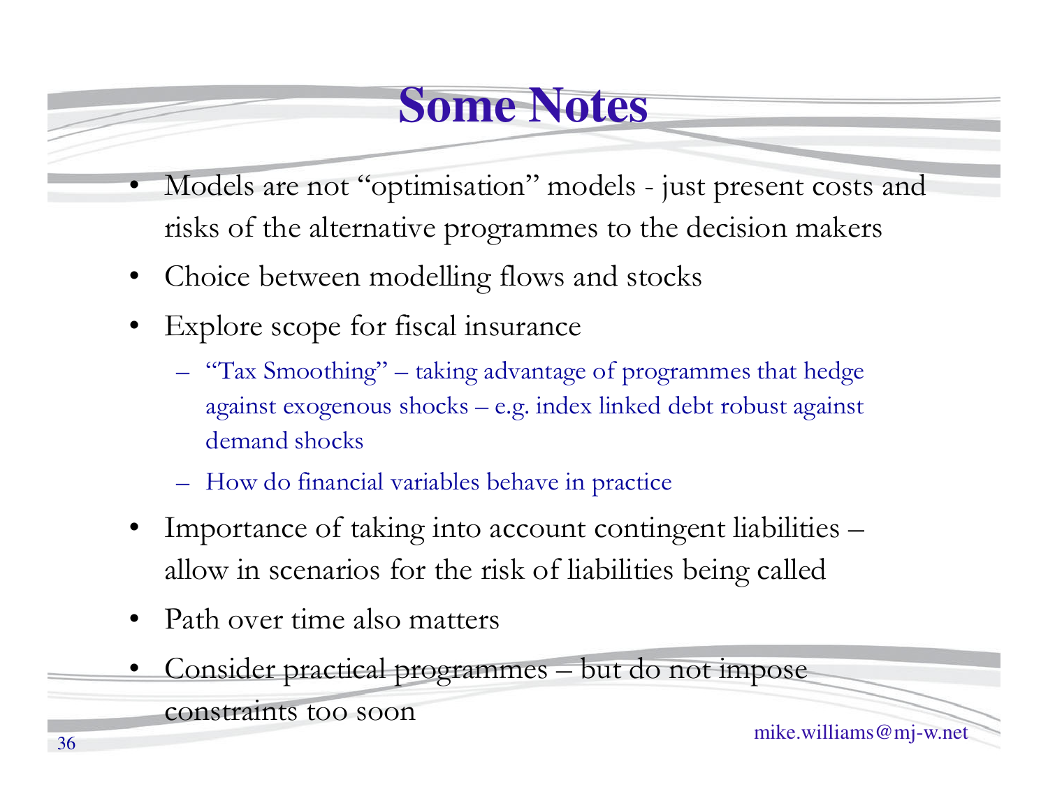# Some Notes

- Models are not "optimisation" models - just present costs and risks of the alternative programmes to the decision makers
- Choice between modelling flows and stocks
- Explore scope for fiscal insurance
  - "Tax Smoothing" – taking advantage of programmes that hedge against exogenous shocks – e.g. index linked debt robust against demand shocks
  - How do financial variables behave in practice
- Importance of taking into account contingent liabilities – allow in scenarios for the risk of liabilities being called
- Path over time also matters
- Consider practical programmes – but do not impose constraints too soon

mike.williams@mj-w.net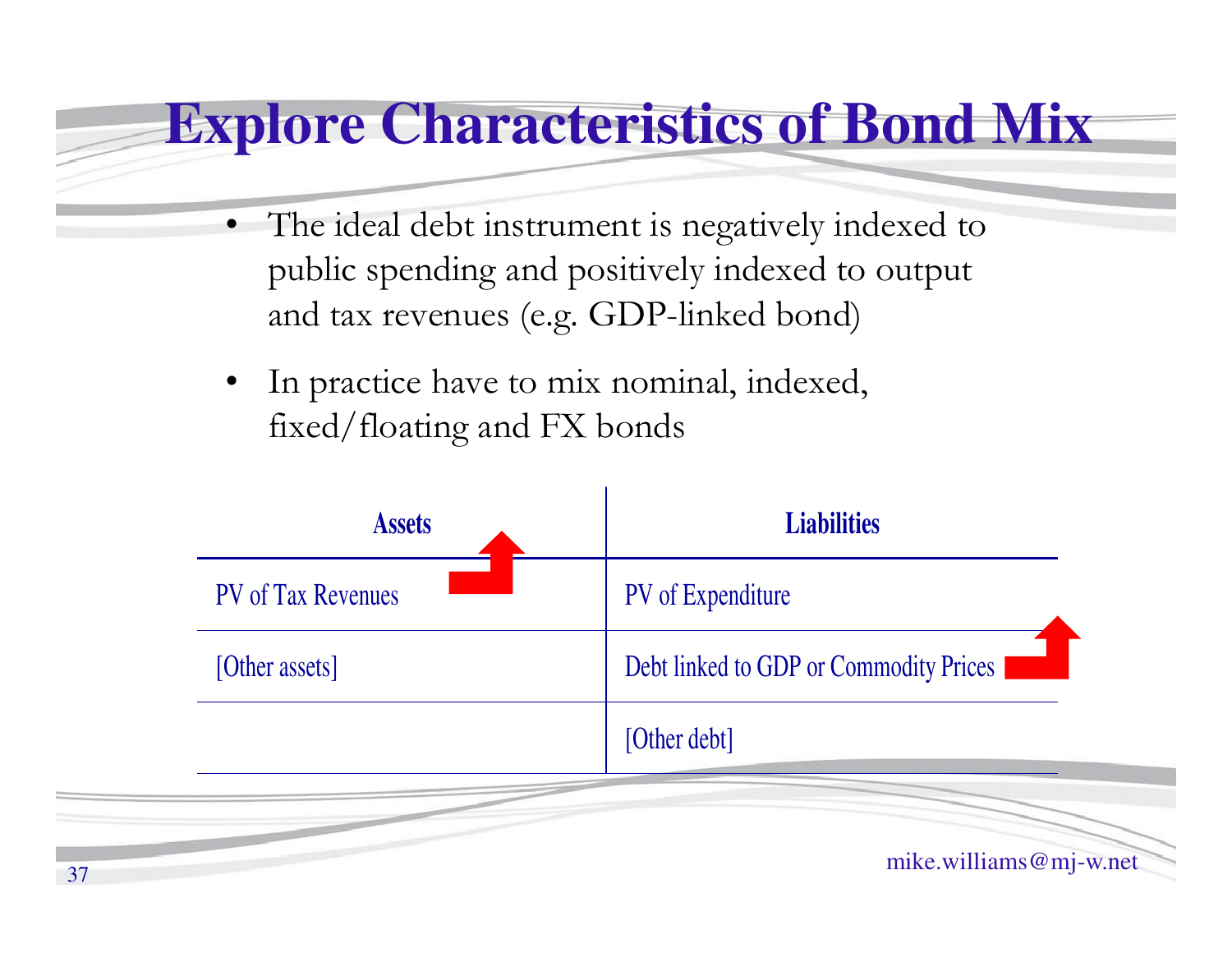# Explore Characteristics of Bond Mix

- The ideal debt instrument is negatively indexed to public spending and positively indexed to output and tax revenues (e.g. GDP-linked bond)

- In practice have to mix nominal, indexed, fixed/floating and FX bonds

| Assets | Liabilities |
|---|---|
| PV of Tax Revenues | PV of Expenditure |
| [Other assets] | Debt linked to GDP or Commodity Prices |
| | [Other debt] |

mike.williams@mj-w.net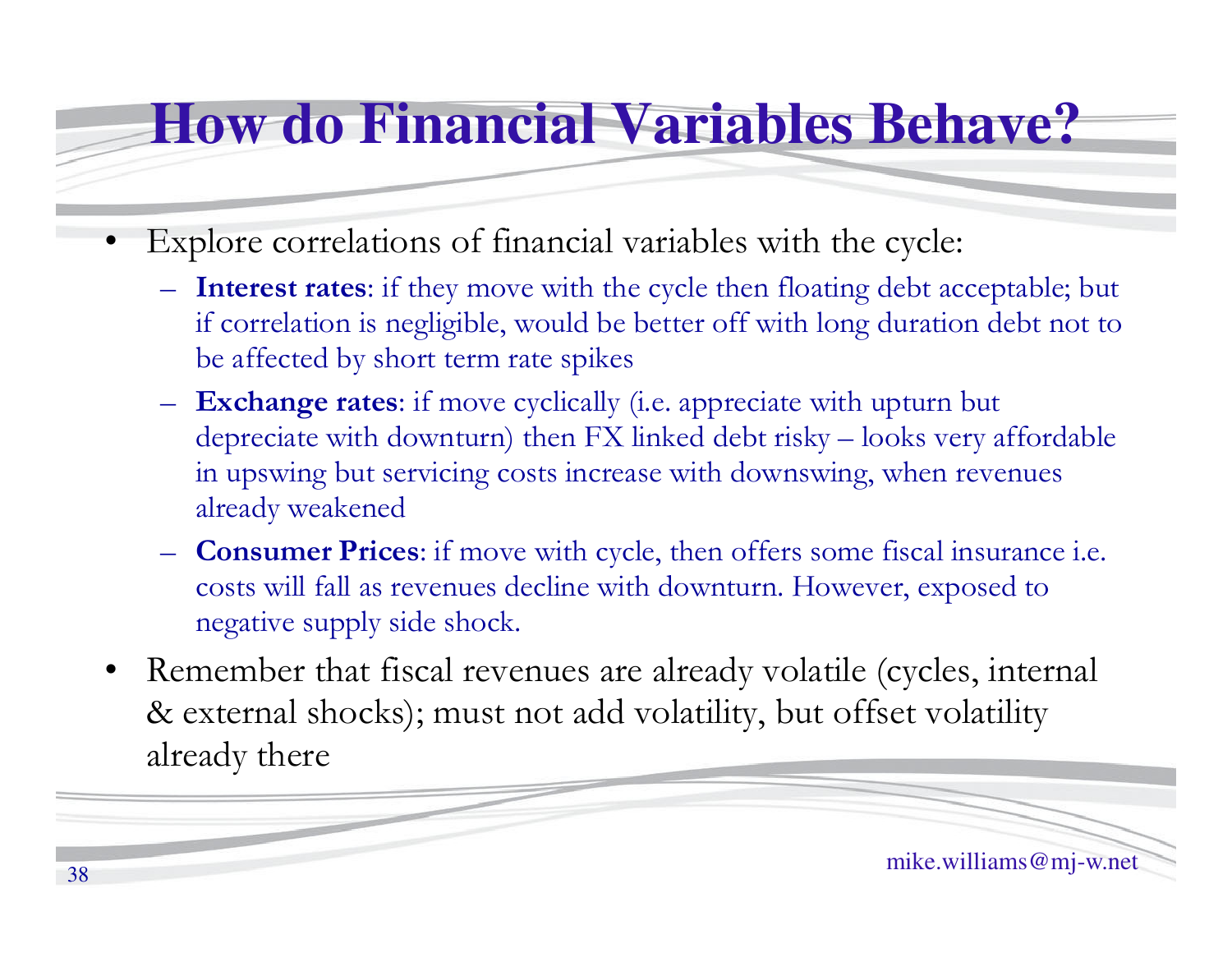# How do Financial Variables Behave?

- Explore correlations of financial variables with the cycle:
  - **Interest rates**: if they move with the cycle then floating debt acceptable; but if correlation is negligible, would be better off with long duration debt not to be affected by short term rate spikes
  - **Exchange rates**: if move cyclically (i.e. appreciate with upturn but depreciate with downturn) then FX linked debt risky – looks very affordable in upswing but servicing costs increase with downswing, when revenues already weakened
  - **Consumer Prices**: if move with cycle, then offers some fiscal insurance i.e. costs will fall as revenues decline with downturn. However, exposed to negative supply side shock.
- Remember that fiscal revenues are already volatile (cycles, internal & external shocks); must not add volatility, but offset volatility already there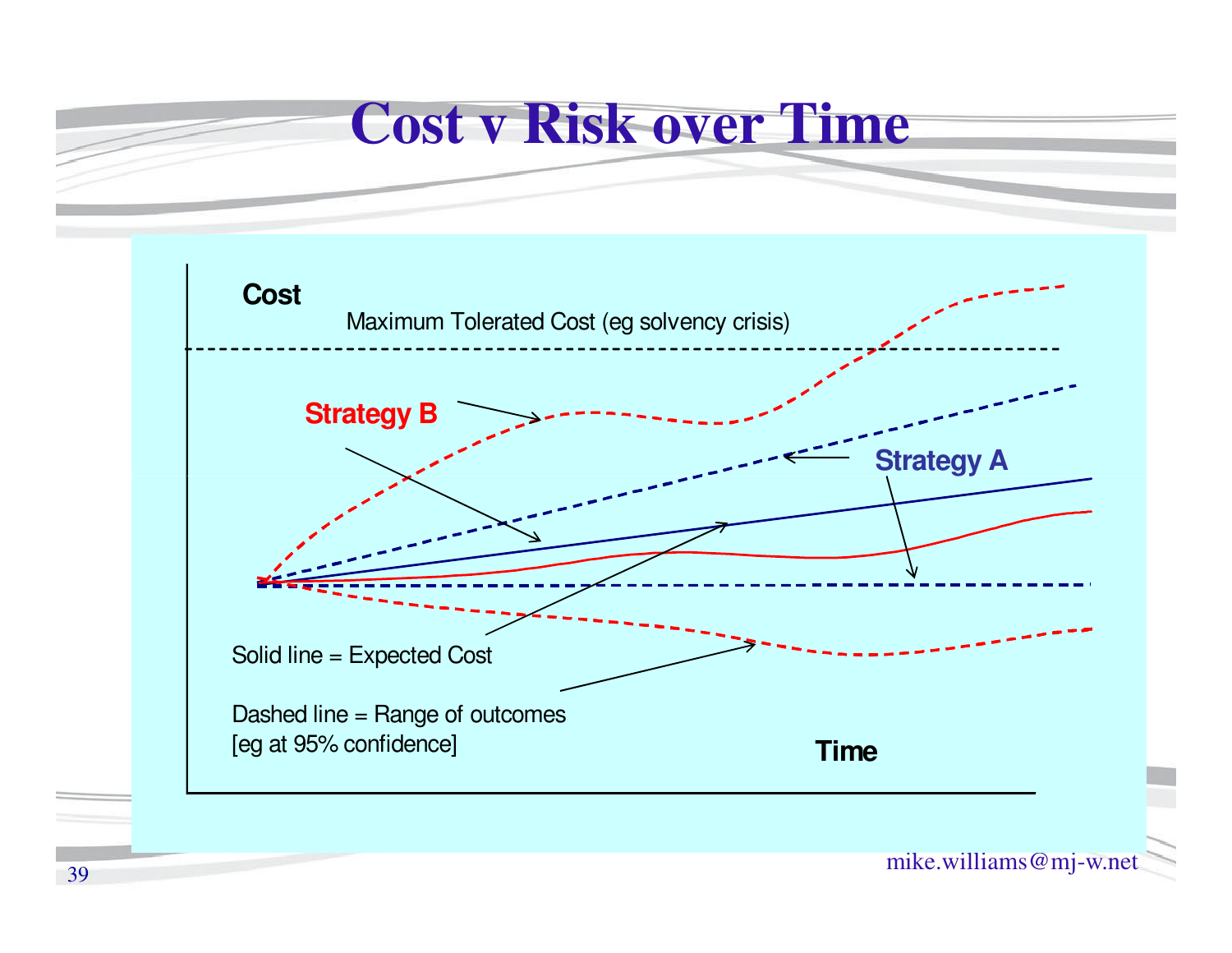# Cost v Risk over Time

Cost

Maximum Tolerated Cost (eg solvency crisis)

Strategy B

Strategy A

Solid line = Expected Cost

Dashed line = Range of outcomes
[eg at 95% confidence]

Time

mike.williams@mj-w.net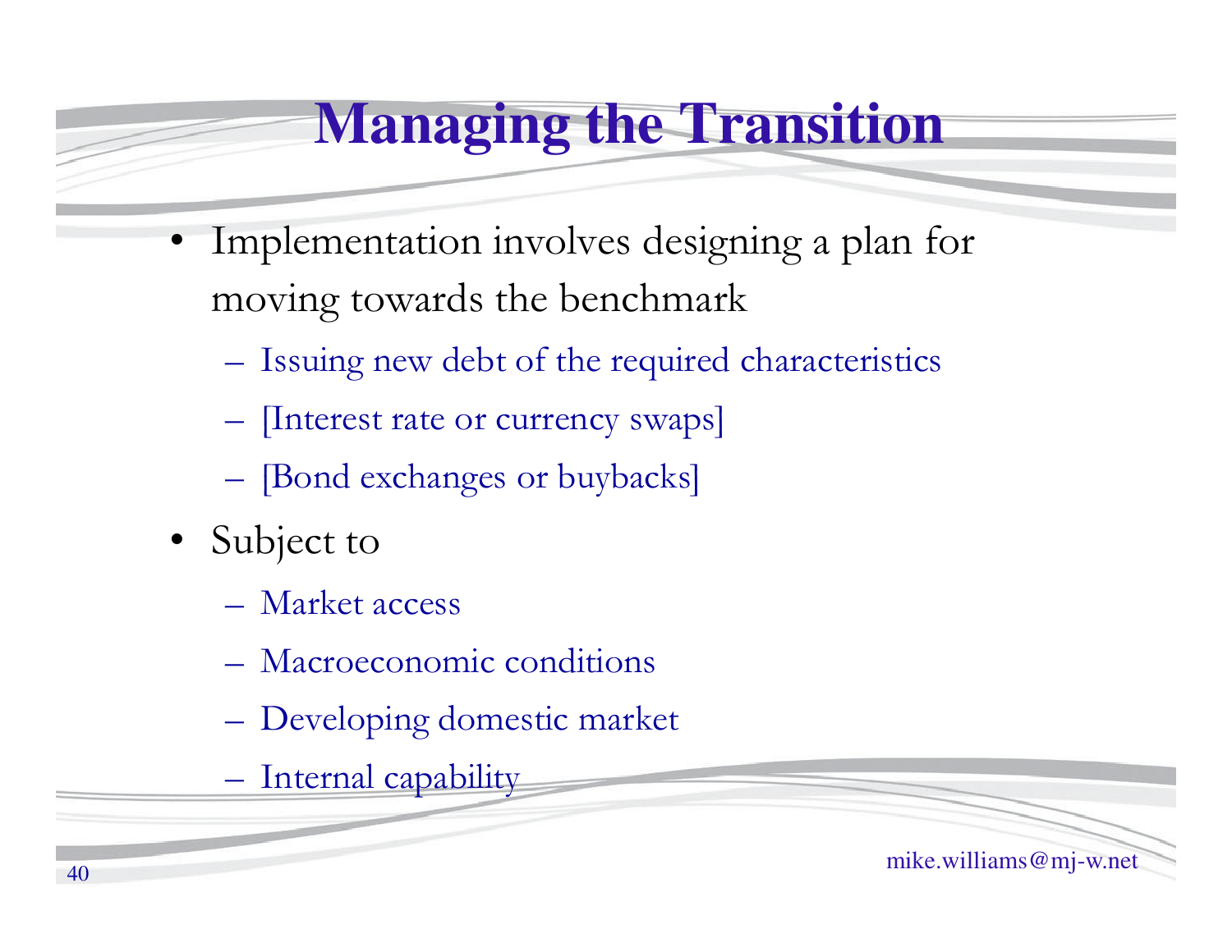# Managing the Transition

- Implementation involves designing a plan for moving towards the benchmark
  - Issuing new debt of the required characteristics
  - [Interest rate or currency swaps]
  - [Bond exchanges or buybacks]
- Subject to
  - Market access
  - Macroeconomic conditions
  - Developing domestic market
  - Internal capability

mike.williams@mj-w.net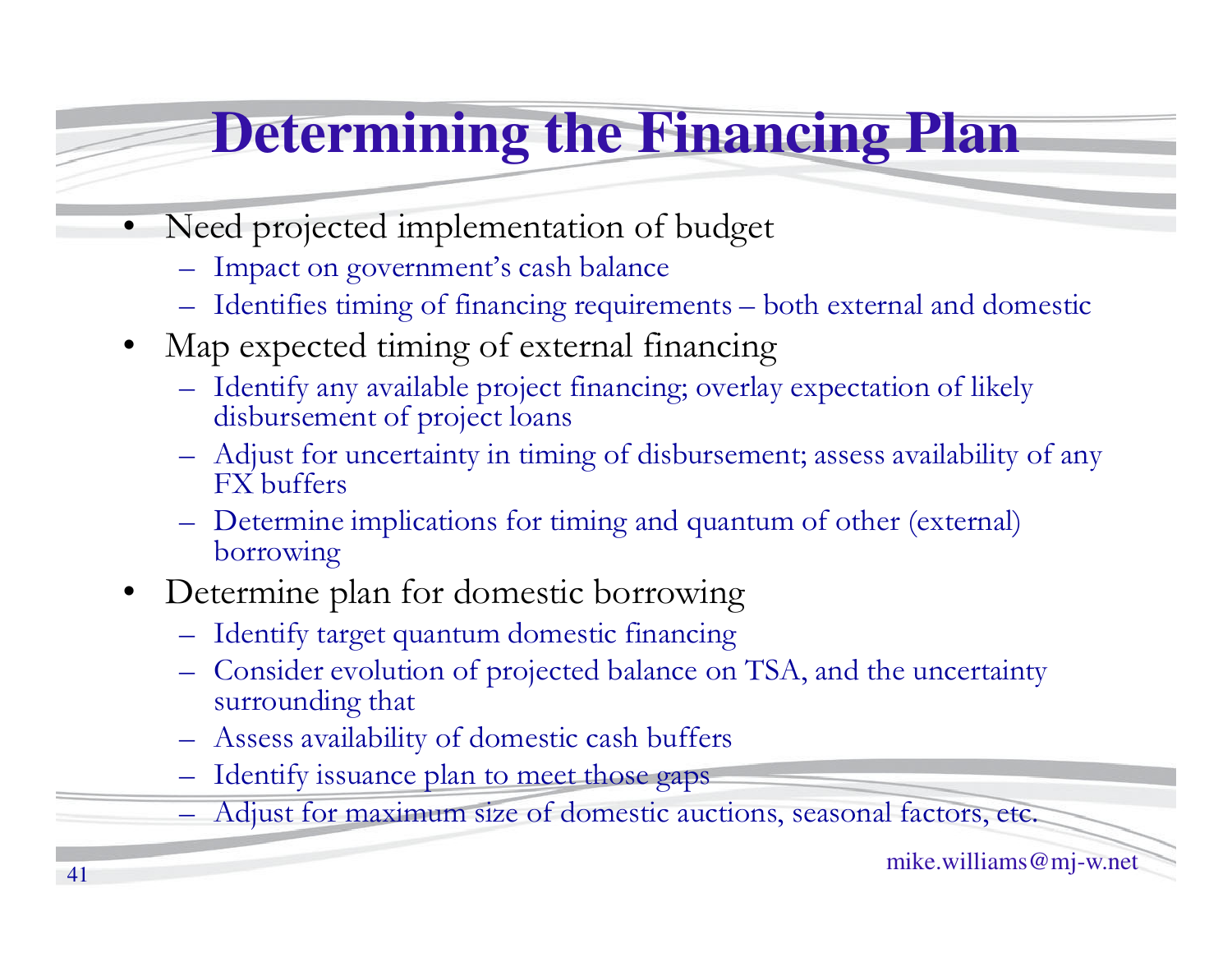# Determining the Financing Plan

- Need projected implementation of budget
  - Impact on government's cash balance
  - Identifies timing of financing requirements – both external and domestic
- Map expected timing of external financing
  - Identify any available project financing; overlay expectation of likely disbursement of project loans
  - Adjust for uncertainty in timing of disbursement; assess availability of any FX buffers
  - Determine implications for timing and quantum of other (external) borrowing
- Determine plan for domestic borrowing
  - Identify target quantum domestic financing
  - Consider evolution of projected balance on TSA, and the uncertainty surrounding that
  - Assess availability of domestic cash buffers
  - Identify issuance plan to meet those gaps
  - Adjust for maximum size of domestic auctions, seasonal factors, etc.

mike.williams@mj-w.net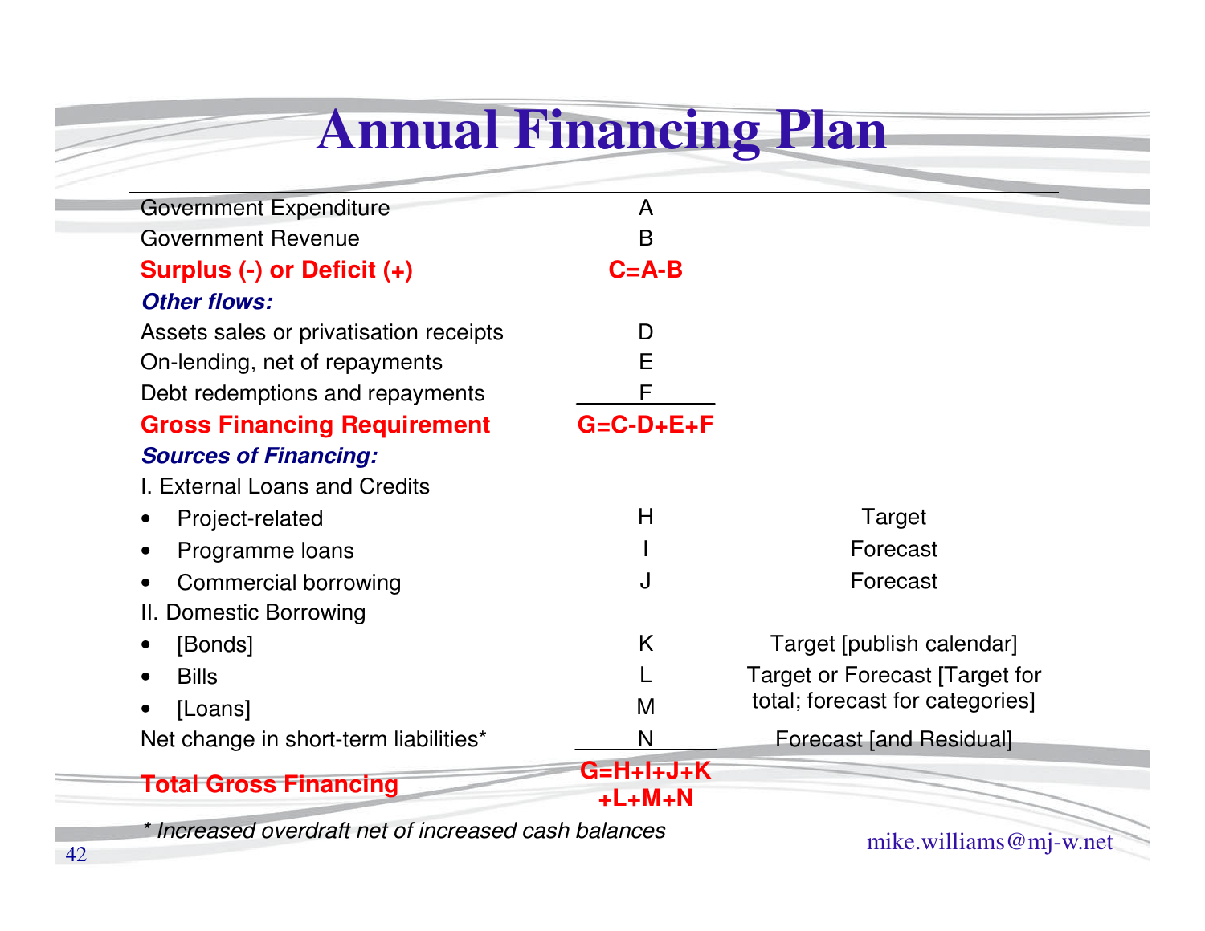# Annual Financing Plan

| | | |
|---|---|---|
| Government Expenditure | A | |
| Government Revenue | B | |
| **Surplus (-) or Deficit (+)** | **C=A-B** | |
| ***Other flows:*** | | |
| Assets sales or privatisation receipts | D | |
| On-lending, net of repayments | E | |
| Debt redemptions and repayments | F | |
| **Gross Financing Requirement** | **G=C-D+E+F** | |
| ***Sources of Financing:*** | | |
| I. External Loans and Credits | | |
| • Project-related | H | Target |
| • Programme loans | I | Forecast |
| • Commercial borrowing | J | Forecast |
| II. Domestic Borrowing | | |
| • [Bonds] | K | Target [publish calendar] |
| • Bills | L | Target or Forecast [Target for total; forecast for categories] |
| • [Loans] | M | |
| Net change in short-term liabilities* | N | Forecast [and Residual] |
| **Total Gross Financing** | **G=H+I+J+K +L+M+N** | |

*\* Increased overdraft net of increased cash balances*

mike.williams@mj-w.net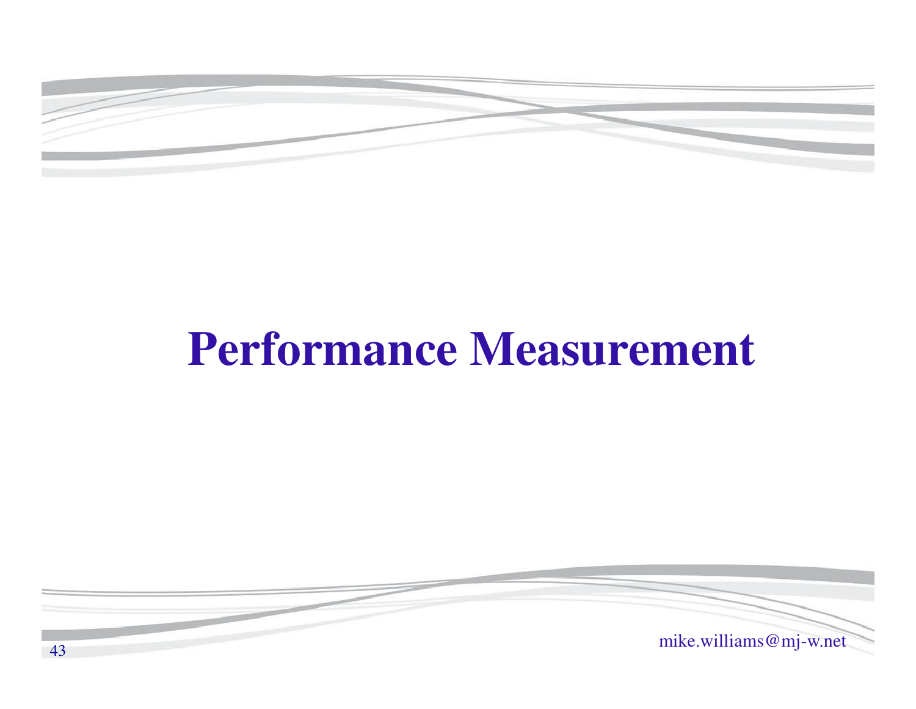# Performance Measurement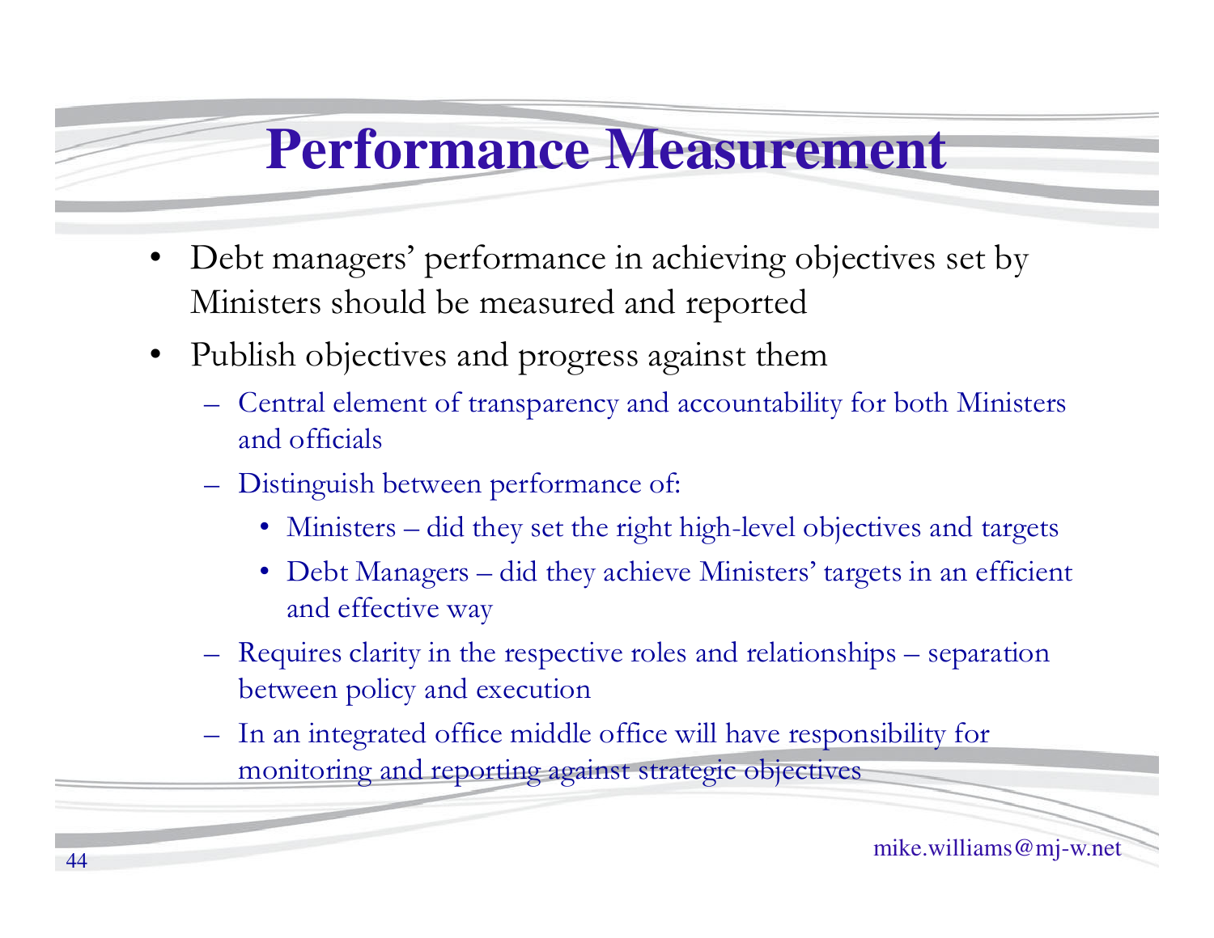# Performance Measurement

- Debt managers' performance in achieving objectives set by Ministers should be measured and reported
- Publish objectives and progress against them
  - Central element of transparency and accountability for both Ministers and officials
  - Distinguish between performance of:
    - Ministers – did they set the right high-level objectives and targets
    - Debt Managers – did they achieve Ministers' targets in an efficient and effective way
  - Requires clarity in the respective roles and relationships – separation between policy and execution
  - In an integrated office middle office will have responsibility for monitoring and reporting against strategic objectives

mike.williams@mj-w.net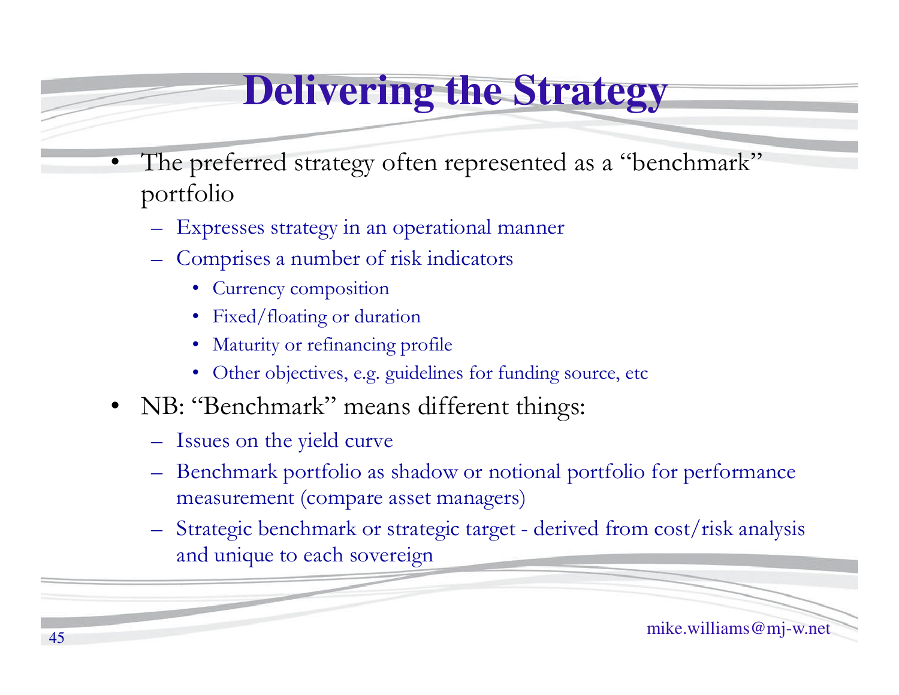# Delivering the Strategy

- The preferred strategy often represented as a "benchmark" portfolio
  - Expresses strategy in an operational manner
  - Comprises a number of risk indicators
    - Currency composition
    - Fixed/floating or duration
    - Maturity or refinancing profile
    - Other objectives, e.g. guidelines for funding source, etc
- NB: "Benchmark" means different things:
  - Issues on the yield curve
  - Benchmark portfolio as shadow or notional portfolio for performance measurement (compare asset managers)
  - Strategic benchmark or strategic target - derived from cost/risk analysis and unique to each sovereign

mike.williams@mj-w.net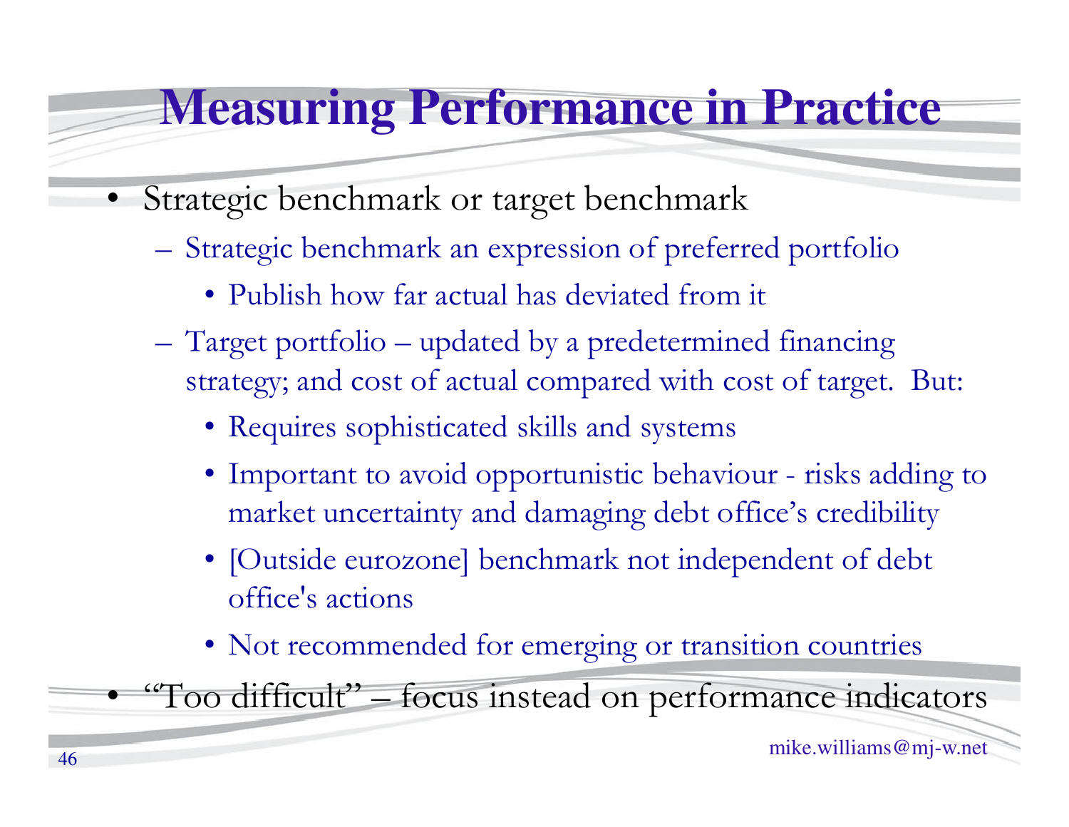# Measuring Performance in Practice

- Strategic benchmark or target benchmark
  - Strategic benchmark an expression of preferred portfolio
    - Publish how far actual has deviated from it
  - Target portfolio – updated by a predetermined financing strategy; and cost of actual compared with cost of target. But:
    - Requires sophisticated skills and systems
    - Important to avoid opportunistic behaviour - risks adding to market uncertainty and damaging debt office's credibility
    - [Outside eurozone] benchmark not independent of debt office's actions
    - Not recommended for emerging or transition countries
- "Too difficult" – focus instead on performance indicators

mike.williams@mj-w.net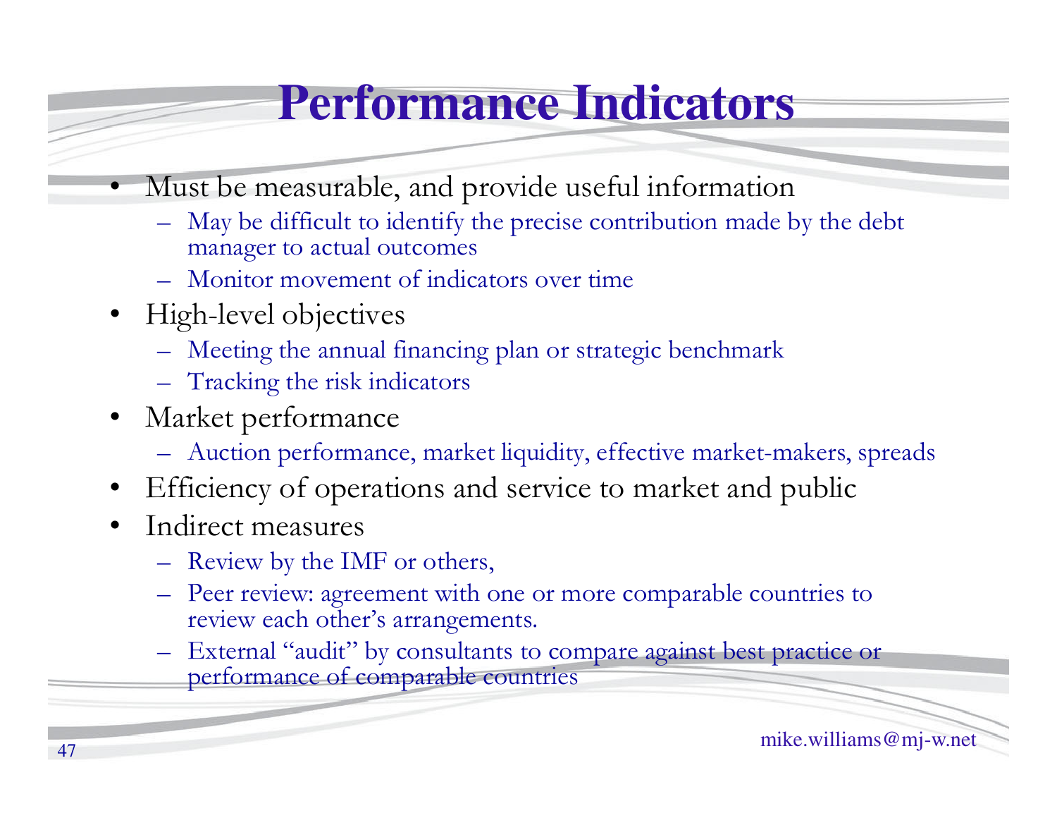# Performance Indicators

- Must be measurable, and provide useful information
  - May be difficult to identify the precise contribution made by the debt manager to actual outcomes
  - Monitor movement of indicators over time
- High-level objectives
  - Meeting the annual financing plan or strategic benchmark
  - Tracking the risk indicators
- Market performance
  - Auction performance, market liquidity, effective market-makers, spreads
- Efficiency of operations and service to market and public
- Indirect measures
  - Review by the IMF or others,
  - Peer review: agreement with one or more comparable countries to review each other's arrangements.
  - External "audit" by consultants to compare against best practice or performance of comparable countries

mike.williams@mj-w.net